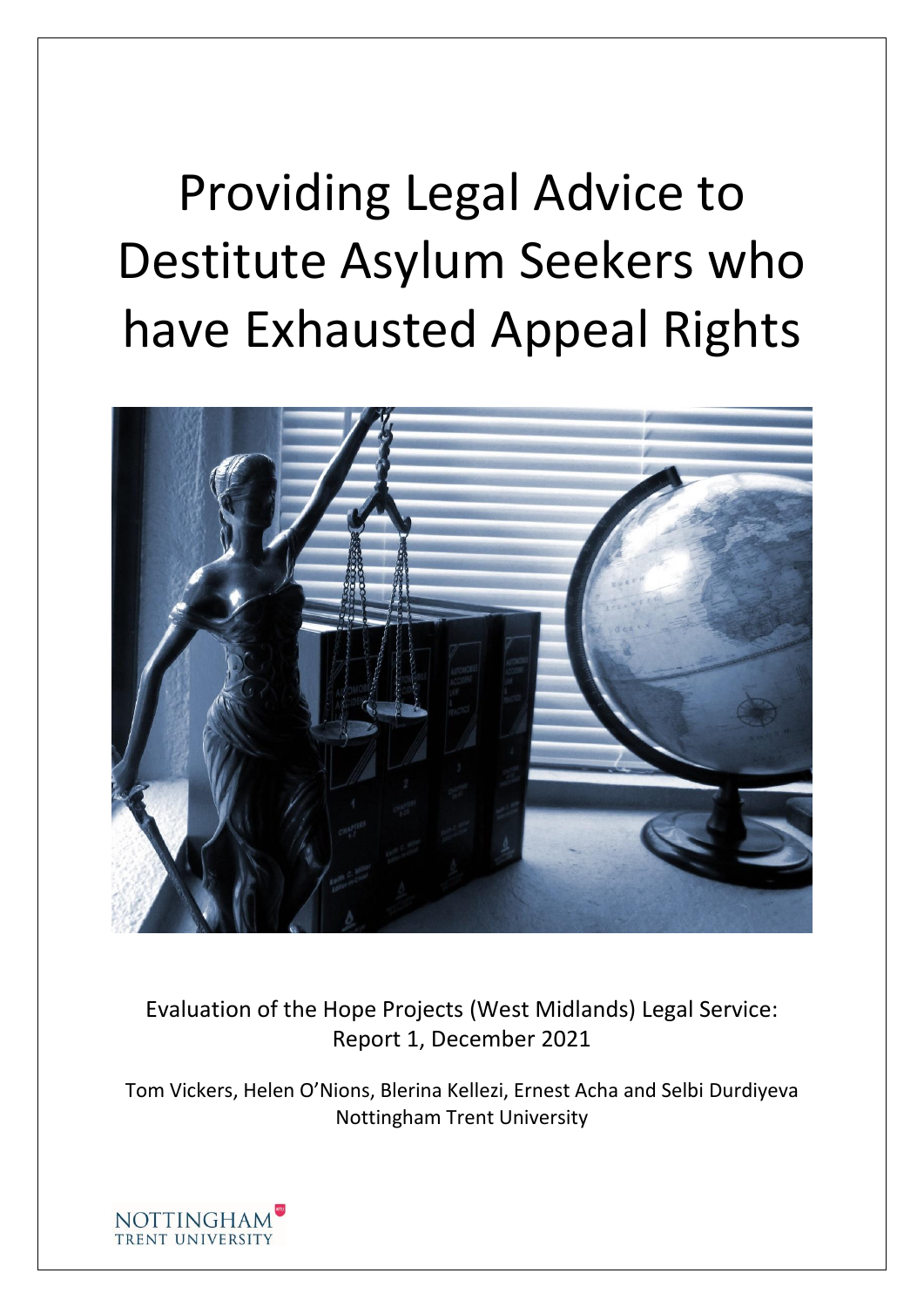# Providing Legal Advice to Destitute Asylum Seekers who have Exhausted Appeal Rights

Evaluation of the Hope Projects (West Midlands) Legal Service: Report 1, December 2021

Tom Vickers, Helen O'Nions, Blerina Kellezi, Ernest Acha and Selbi Durdiyeva
Nottingham Trent University

NOTTINGHAM TRENT UNIVERSITY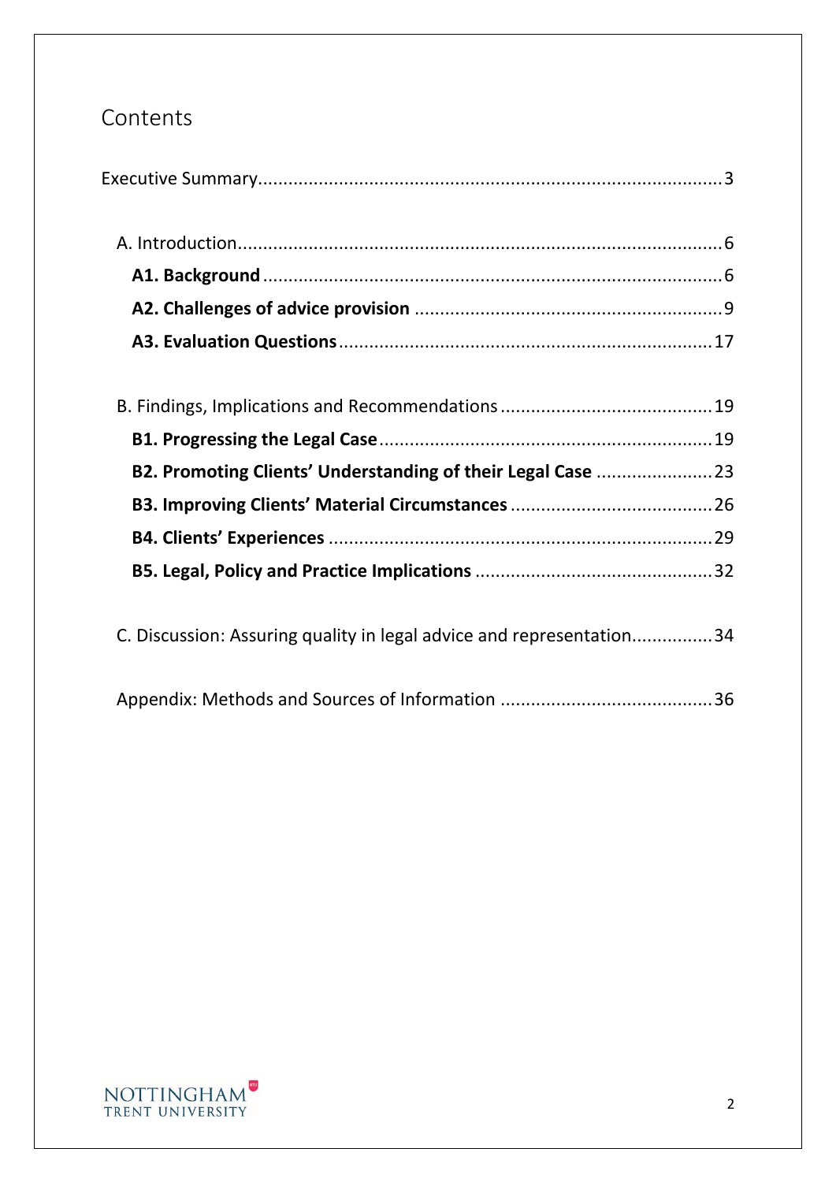# Contents

Executive Summary ........ 3

A. Introduction ........ 6

**A1. Background** ........ 6

**A2. Challenges of advice provision** ........ 9

**A3. Evaluation Questions** ........ 17

B. Findings, Implications and Recommendations ........ 19

**B1. Progressing the Legal Case** ........ 19

**B2. Promoting Clients' Understanding of their Legal Case** ........ 23

**B3. Improving Clients' Material Circumstances** ........ 26

**B4. Clients' Experiences** ........ 29

**B5. Legal, Policy and Practice Implications** ........ 32

C. Discussion: Assuring quality in legal advice and representation ........ 34

Appendix: Methods and Sources of Information ........ 36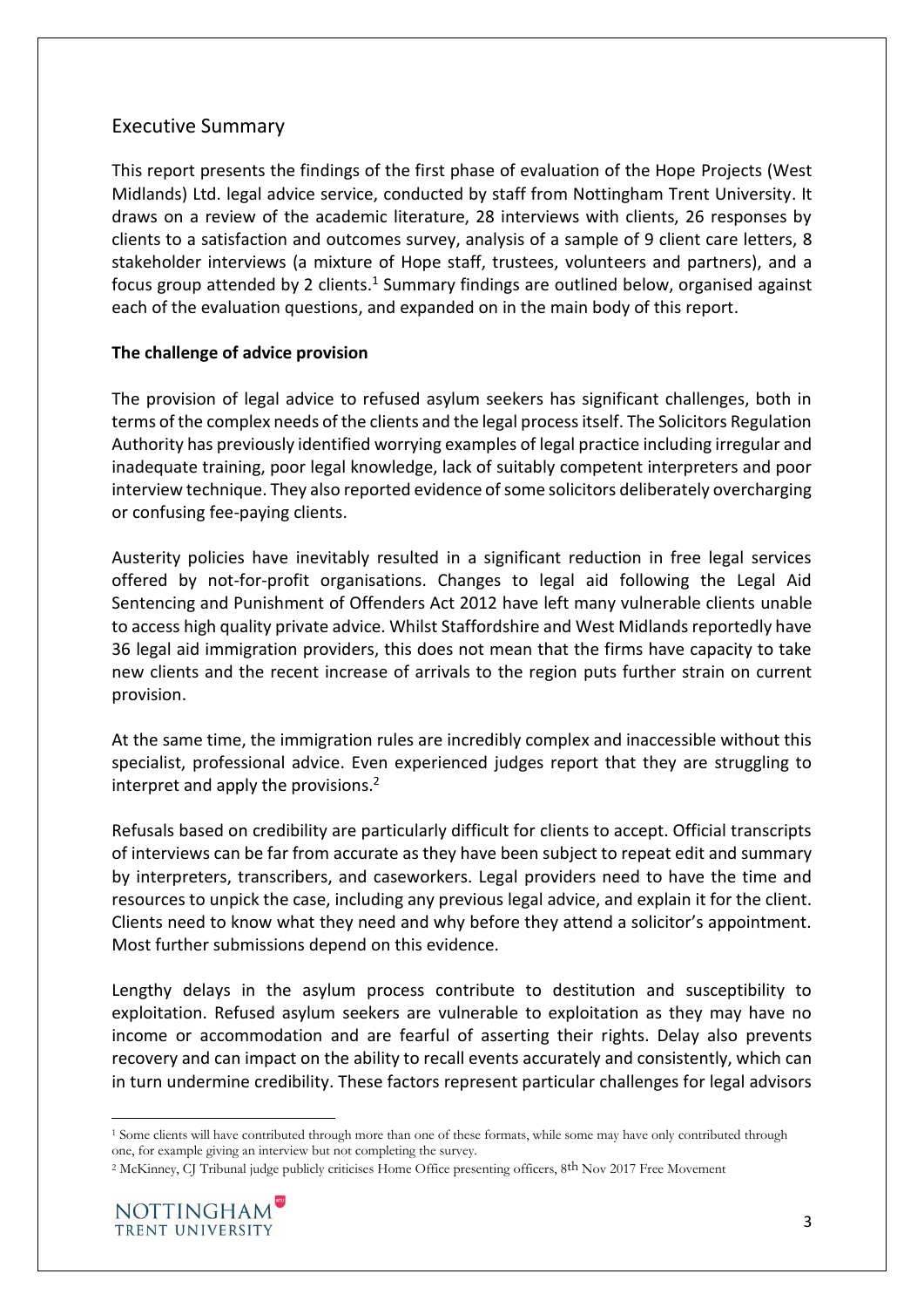## Executive Summary

This report presents the findings of the first phase of evaluation of the Hope Projects (West Midlands) Ltd. legal advice service, conducted by staff from Nottingham Trent University. It draws on a review of the academic literature, 28 interviews with clients, 26 responses by clients to a satisfaction and outcomes survey, analysis of a sample of 9 client care letters, 8 stakeholder interviews (a mixture of Hope staff, trustees, volunteers and partners), and a focus group attended by 2 clients.[1] Summary findings are outlined below, organised against each of the evaluation questions, and expanded on in the main body of this report.

**The challenge of advice provision**

The provision of legal advice to refused asylum seekers has significant challenges, both in terms of the complex needs of the clients and the legal process itself. The Solicitors Regulation Authority has previously identified worrying examples of legal practice including irregular and inadequate training, poor legal knowledge, lack of suitably competent interpreters and poor interview technique. They also reported evidence of some solicitors deliberately overcharging or confusing fee-paying clients.

Austerity policies have inevitably resulted in a significant reduction in free legal services offered by not-for-profit organisations. Changes to legal aid following the Legal Aid Sentencing and Punishment of Offenders Act 2012 have left many vulnerable clients unable to access high quality private advice. Whilst Staffordshire and West Midlands reportedly have 36 legal aid immigration providers, this does not mean that the firms have capacity to take new clients and the recent increase of arrivals to the region puts further strain on current provision.

At the same time, the immigration rules are incredibly complex and inaccessible without this specialist, professional advice. Even experienced judges report that they are struggling to interpret and apply the provisions.[2]

Refusals based on credibility are particularly difficult for clients to accept. Official transcripts of interviews can be far from accurate as they have been subject to repeat edit and summary by interpreters, transcribers, and caseworkers. Legal providers need to have the time and resources to unpick the case, including any previous legal advice, and explain it for the client. Clients need to know what they need and why before they attend a solicitor's appointment. Most further submissions depend on this evidence.

Lengthy delays in the asylum process contribute to destitution and susceptibility to exploitation. Refused asylum seekers are vulnerable to exploitation as they may have no income or accommodation and are fearful of asserting their rights. Delay also prevents recovery and can impact on the ability to recall events accurately and consistently, which can in turn undermine credibility. These factors represent particular challenges for legal advisors

---

[1] Some clients will have contributed through more than one of these formats, while some may have only contributed through one, for example giving an interview but not completing the survey.

[2] McKinney, CJ Tribunal judge publicly criticises Home Office presenting officers, 8th Nov 2017 Free Movement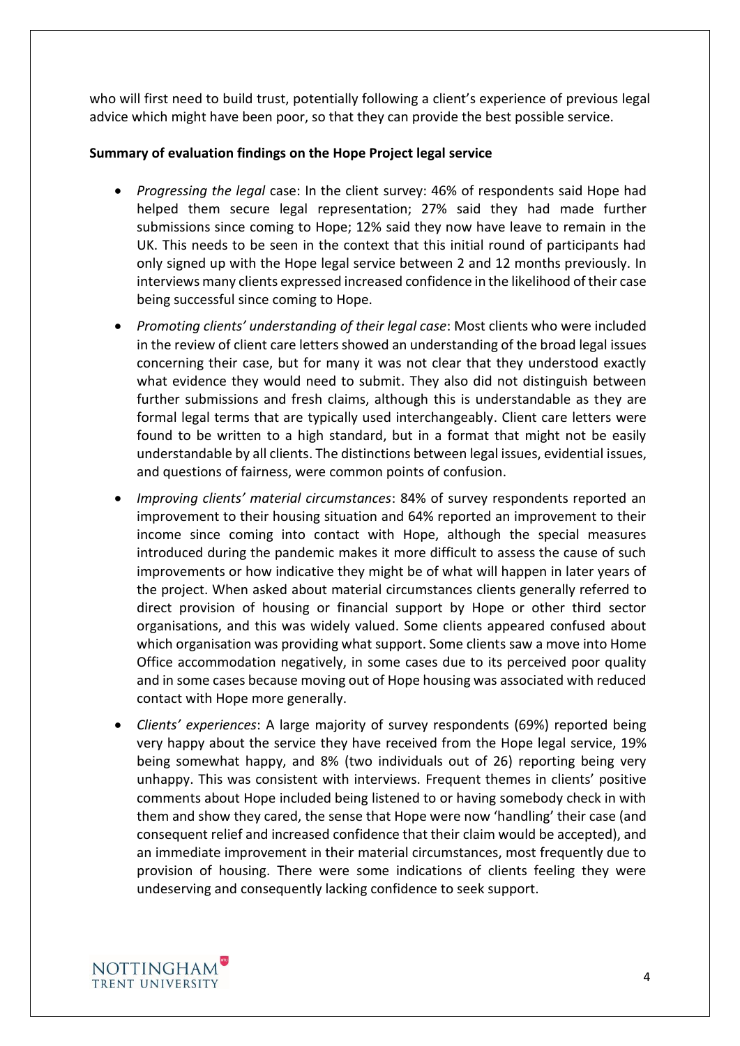who will first need to build trust, potentially following a client's experience of previous legal advice which might have been poor, so that they can provide the best possible service.

**Summary of evaluation findings on the Hope Project legal service**

- *Progressing the legal* case: In the client survey: 46% of respondents said Hope had helped them secure legal representation; 27% said they had made further submissions since coming to Hope; 12% said they now have leave to remain in the UK. This needs to be seen in the context that this initial round of participants had only signed up with the Hope legal service between 2 and 12 months previously. In interviews many clients expressed increased confidence in the likelihood of their case being successful since coming to Hope.
- *Promoting clients' understanding of their legal case*: Most clients who were included in the review of client care letters showed an understanding of the broad legal issues concerning their case, but for many it was not clear that they understood exactly what evidence they would need to submit. They also did not distinguish between further submissions and fresh claims, although this is understandable as they are formal legal terms that are typically used interchangeably. Client care letters were found to be written to a high standard, but in a format that might not be easily understandable by all clients. The distinctions between legal issues, evidential issues, and questions of fairness, were common points of confusion.
- *Improving clients' material circumstances*: 84% of survey respondents reported an improvement to their housing situation and 64% reported an improvement to their income since coming into contact with Hope, although the special measures introduced during the pandemic makes it more difficult to assess the cause of such improvements or how indicative they might be of what will happen in later years of the project. When asked about material circumstances clients generally referred to direct provision of housing or financial support by Hope or other third sector organisations, and this was widely valued. Some clients appeared confused about which organisation was providing what support. Some clients saw a move into Home Office accommodation negatively, in some cases due to its perceived poor quality and in some cases because moving out of Hope housing was associated with reduced contact with Hope more generally.
- *Clients' experiences*: A large majority of survey respondents (69%) reported being very happy about the service they have received from the Hope legal service, 19% being somewhat happy, and 8% (two individuals out of 26) reporting being very unhappy. This was consistent with interviews. Frequent themes in clients' positive comments about Hope included being listened to or having somebody check in with them and show they cared, the sense that Hope were now 'handling' their case (and consequent relief and increased confidence that their claim would be accepted), and an immediate improvement in their material circumstances, most frequently due to provision of housing. There were some indications of clients feeling they were undeserving and consequently lacking confidence to seek support.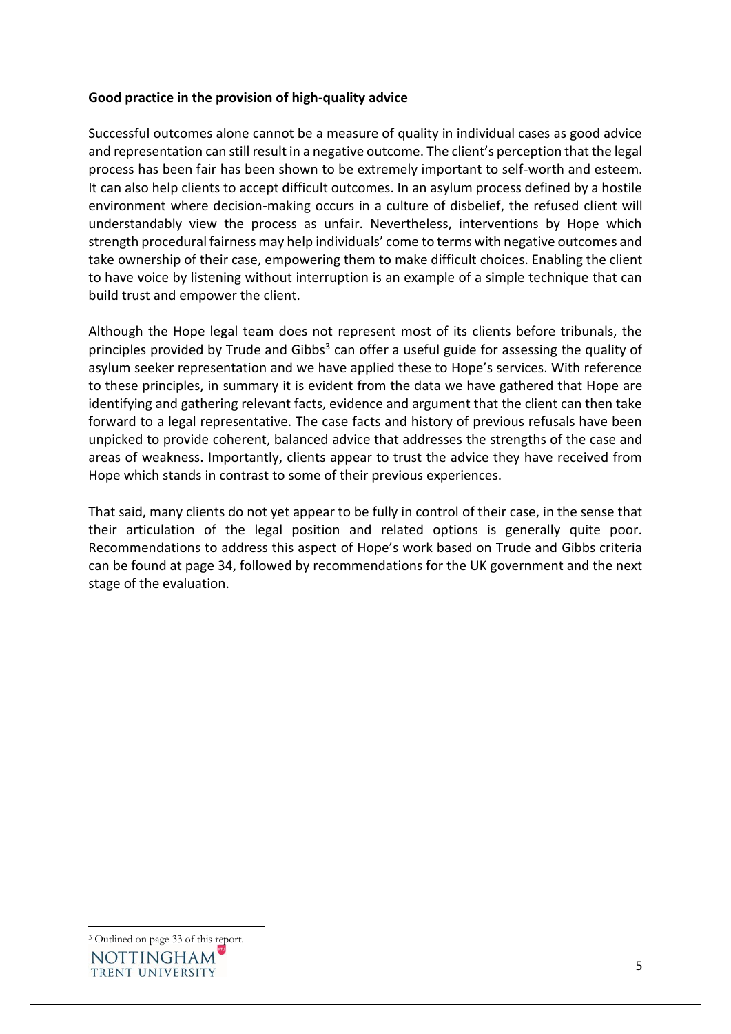**Good practice in the provision of high-quality advice**

Successful outcomes alone cannot be a measure of quality in individual cases as good advice and representation can still result in a negative outcome. The client's perception that the legal process has been fair has been shown to be extremely important to self-worth and esteem. It can also help clients to accept difficult outcomes. In an asylum process defined by a hostile environment where decision-making occurs in a culture of disbelief, the refused client will understandably view the process as unfair. Nevertheless, interventions by Hope which strength procedural fairness may help individuals' come to terms with negative outcomes and take ownership of their case, empowering them to make difficult choices. Enabling the client to have voice by listening without interruption is an example of a simple technique that can build trust and empower the client.

Although the Hope legal team does not represent most of its clients before tribunals, the principles provided by Trude and Gibbs[3] can offer a useful guide for assessing the quality of asylum seeker representation and we have applied these to Hope's services. With reference to these principles, in summary it is evident from the data we have gathered that Hope are identifying and gathering relevant facts, evidence and argument that the client can then take forward to a legal representative. The case facts and history of previous refusals have been unpicked to provide coherent, balanced advice that addresses the strengths of the case and areas of weakness. Importantly, clients appear to trust the advice they have received from Hope which stands in contrast to some of their previous experiences.

That said, many clients do not yet appear to be fully in control of their case, in the sense that their articulation of the legal position and related options is generally quite poor. Recommendations to address this aspect of Hope's work based on Trude and Gibbs criteria can be found at page 34, followed by recommendations for the UK government and the next stage of the evaluation.

[3] Outlined on page 33 of this report.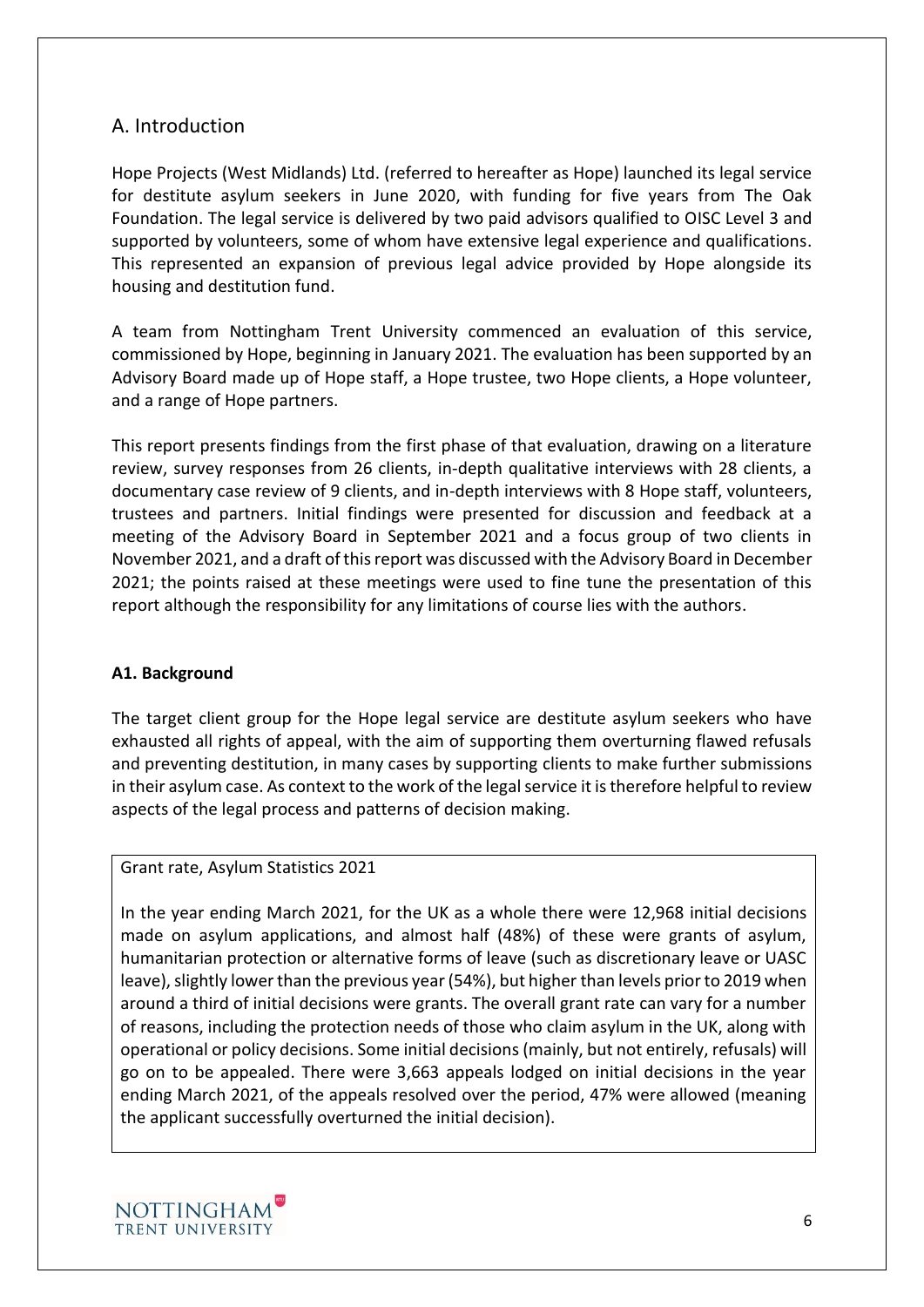## A. Introduction

Hope Projects (West Midlands) Ltd. (referred to hereafter as Hope) launched its legal service for destitute asylum seekers in June 2020, with funding for five years from The Oak Foundation. The legal service is delivered by two paid advisors qualified to OISC Level 3 and supported by volunteers, some of whom have extensive legal experience and qualifications. This represented an expansion of previous legal advice provided by Hope alongside its housing and destitution fund.

A team from Nottingham Trent University commenced an evaluation of this service, commissioned by Hope, beginning in January 2021. The evaluation has been supported by an Advisory Board made up of Hope staff, a Hope trustee, two Hope clients, a Hope volunteer, and a range of Hope partners.

This report presents findings from the first phase of that evaluation, drawing on a literature review, survey responses from 26 clients, in-depth qualitative interviews with 28 clients, a documentary case review of 9 clients, and in-depth interviews with 8 Hope staff, volunteers, trustees and partners. Initial findings were presented for discussion and feedback at a meeting of the Advisory Board in September 2021 and a focus group of two clients in November 2021, and a draft of this report was discussed with the Advisory Board in December 2021; the points raised at these meetings were used to fine tune the presentation of this report although the responsibility for any limitations of course lies with the authors.

### A1. Background

The target client group for the Hope legal service are destitute asylum seekers who have exhausted all rights of appeal, with the aim of supporting them overturning flawed refusals and preventing destitution, in many cases by supporting clients to make further submissions in their asylum case. As context to the work of the legal service it is therefore helpful to review aspects of the legal process and patterns of decision making.

> Grant rate, Asylum Statistics 2021
>
> In the year ending March 2021, for the UK as a whole there were 12,968 initial decisions made on asylum applications, and almost half (48%) of these were grants of asylum, humanitarian protection or alternative forms of leave (such as discretionary leave or UASC leave), slightly lower than the previous year (54%), but higher than levels prior to 2019 when around a third of initial decisions were grants. The overall grant rate can vary for a number of reasons, including the protection needs of those who claim asylum in the UK, along with operational or policy decisions. Some initial decisions (mainly, but not entirely, refusals) will go on to be appealed. There were 3,663 appeals lodged on initial decisions in the year ending March 2021, of the appeals resolved over the period, 47% were allowed (meaning the applicant successfully overturned the initial decision).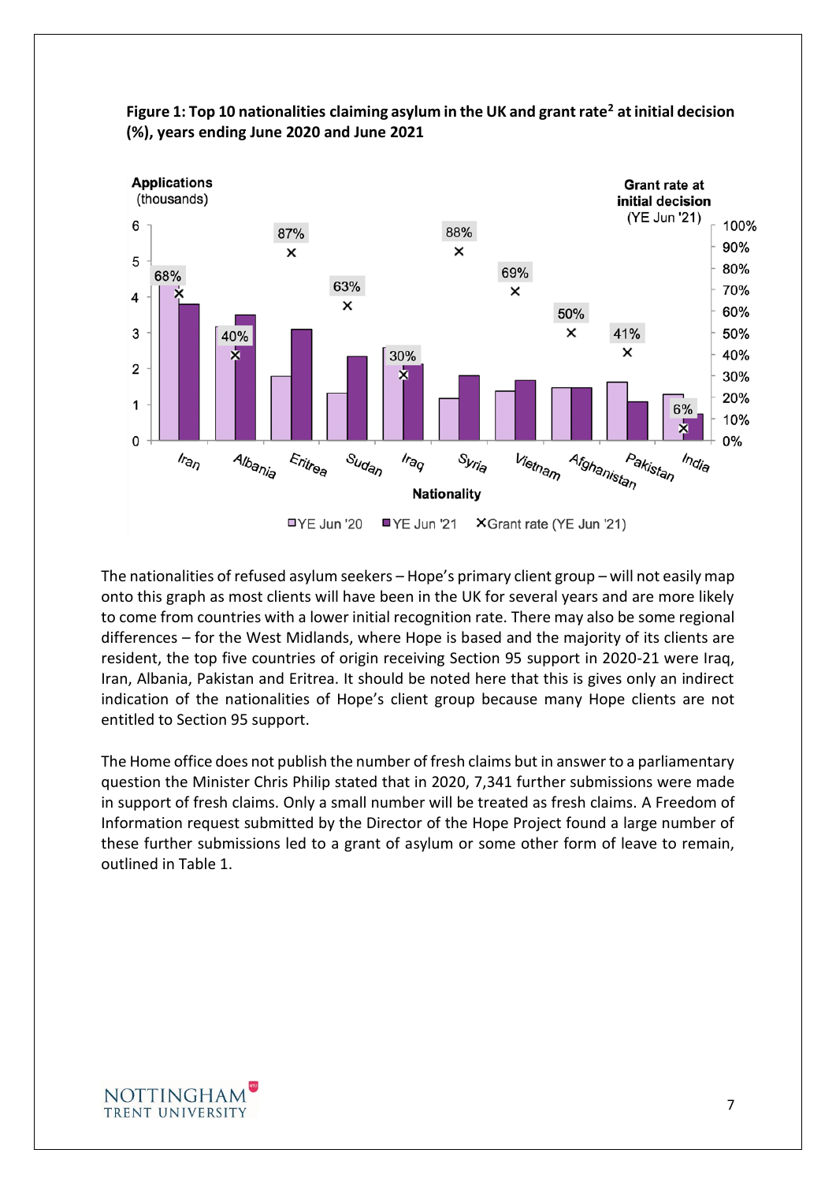**Figure 1: Top 10 nationalities claiming asylum in the UK and grant rate[2] at initial decision (%), years ending June 2020 and June 2021**

The nationalities of refused asylum seekers – Hope's primary client group – will not easily map onto this graph as most clients will have been in the UK for several years and are more likely to come from countries with a lower initial recognition rate. There may also be some regional differences – for the West Midlands, where Hope is based and the majority of its clients are resident, the top five countries of origin receiving Section 95 support in 2020-21 were Iraq, Iran, Albania, Pakistan and Eritrea. It should be noted here that this is gives only an indirect indication of the nationalities of Hope's client group because many Hope clients are not entitled to Section 95 support.

The Home office does not publish the number of fresh claims but in answer to a parliamentary question the Minister Chris Philip stated that in 2020, 7,341 further submissions were made in support of fresh claims. Only a small number will be treated as fresh claims. A Freedom of Information request submitted by the Director of the Hope Project found a large number of these further submissions led to a grant of asylum or some other form of leave to remain, outlined in Table 1.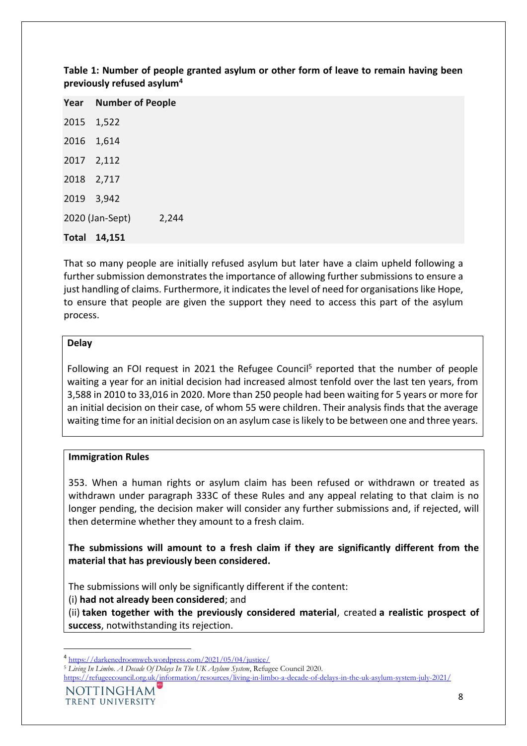**Table 1: Number of people granted asylum or other form of leave to remain having been previously refused asylum[4]**

| Year | Number of People |
|---|---|
| 2015 | 1,522 |
| 2016 | 1,614 |
| 2017 | 2,112 |
| 2018 | 2,717 |
| 2019 | 3,942 |
| 2020 (Jan-Sept) | 2,244 |
| **Total** | **14,151** |

That so many people are initially refused asylum but later have a claim upheld following a further submission demonstrates the importance of allowing further submissions to ensure a just handling of claims. Furthermore, it indicates the level of need for organisations like Hope, to ensure that people are given the support they need to access this part of the asylum process.

**Delay**

Following an FOI request in 2021 the Refugee Council[5] reported that the number of people waiting a year for an initial decision had increased almost tenfold over the last ten years, from 3,588 in 2010 to 33,016 in 2020. More than 250 people had been waiting for 5 years or more for an initial decision on their case, of whom 55 were children. Their analysis finds that the average waiting time for an initial decision on an asylum case is likely to be between one and three years.

**Immigration Rules**

353. When a human rights or asylum claim has been refused or withdrawn or treated as withdrawn under paragraph 333C of these Rules and any appeal relating to that claim is no longer pending, the decision maker will consider any further submissions and, if rejected, will then determine whether they amount to a fresh claim.

**The submissions will amount to a fresh claim if they are significantly different from the material that has previously been considered.**

The submissions will only be significantly different if the content:
(i) **had not already been considered**; and
(ii) **taken together with the previously considered material**, created **a realistic prospect of success**, notwithstanding its rejection.

---

[4] https://darkenedroomweb.wordpress.com/2021/05/04/justice/

[5] *Living In Limbo. A Decade Of Delays In The UK Asylum System*, Refugee Council 2020. https://refugeecouncil.org.uk/information/resources/living-in-limbo-a-decade-of-delays-in-the-uk-asylum-system-july-2021/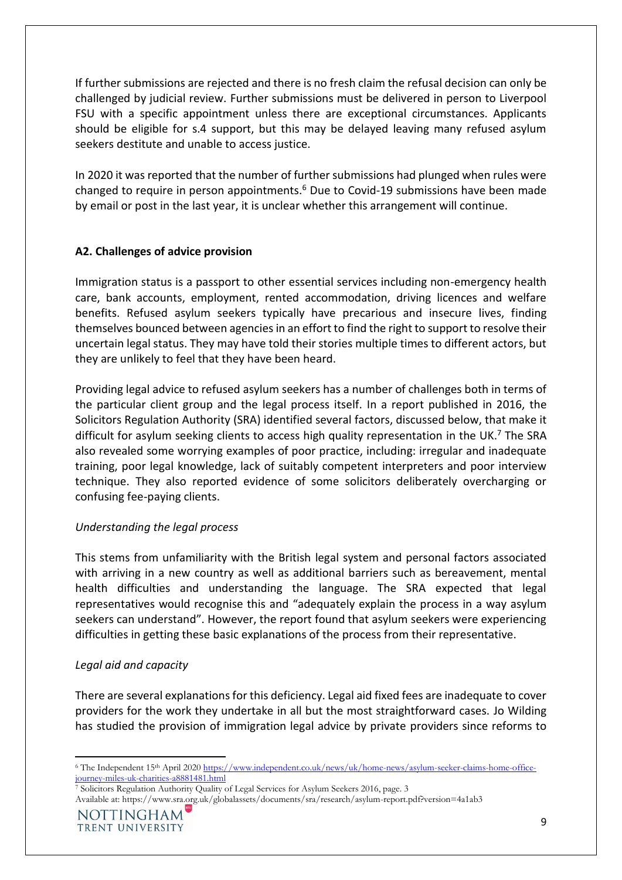If further submissions are rejected and there is no fresh claim the refusal decision can only be challenged by judicial review. Further submissions must be delivered in person to Liverpool FSU with a specific appointment unless there are exceptional circumstances. Applicants should be eligible for s.4 support, but this may be delayed leaving many refused asylum seekers destitute and unable to access justice.

In 2020 it was reported that the number of further submissions had plunged when rules were changed to require in person appointments.[6] Due to Covid-19 submissions have been made by email or post in the last year, it is unclear whether this arrangement will continue.

**A2. Challenges of advice provision**

Immigration status is a passport to other essential services including non-emergency health care, bank accounts, employment, rented accommodation, driving licences and welfare benefits. Refused asylum seekers typically have precarious and insecure lives, finding themselves bounced between agencies in an effort to find the right to support to resolve their uncertain legal status. They may have told their stories multiple times to different actors, but they are unlikely to feel that they have been heard.

Providing legal advice to refused asylum seekers has a number of challenges both in terms of the particular client group and the legal process itself. In a report published in 2016, the Solicitors Regulation Authority (SRA) identified several factors, discussed below, that make it difficult for asylum seeking clients to access high quality representation in the UK.[7] The SRA also revealed some worrying examples of poor practice, including: irregular and inadequate training, poor legal knowledge, lack of suitably competent interpreters and poor interview technique. They also reported evidence of some solicitors deliberately overcharging or confusing fee-paying clients.

*Understanding the legal process*

This stems from unfamiliarity with the British legal system and personal factors associated with arriving in a new country as well as additional barriers such as bereavement, mental health difficulties and understanding the language. The SRA expected that legal representatives would recognise this and "adequately explain the process in a way asylum seekers can understand". However, the report found that asylum seekers were experiencing difficulties in getting these basic explanations of the process from their representative.

*Legal aid and capacity*

There are several explanations for this deficiency. Legal aid fixed fees are inadequate to cover providers for the work they undertake in all but the most straightforward cases. Jo Wilding has studied the provision of immigration legal advice by private providers since reforms to

---

[6] The Independent 15th April 2020 https://www.independent.co.uk/news/uk/home-news/asylum-seeker-claims-home-office-journey-miles-uk-charities-a8881481.html

[7] Solicitors Regulation Authority Quality of Legal Services for Asylum Seekers 2016, page. 3
Available at: https://www.sra.org.uk/globalassets/documents/sra/research/asylum-report.pdf?version=4a1ab3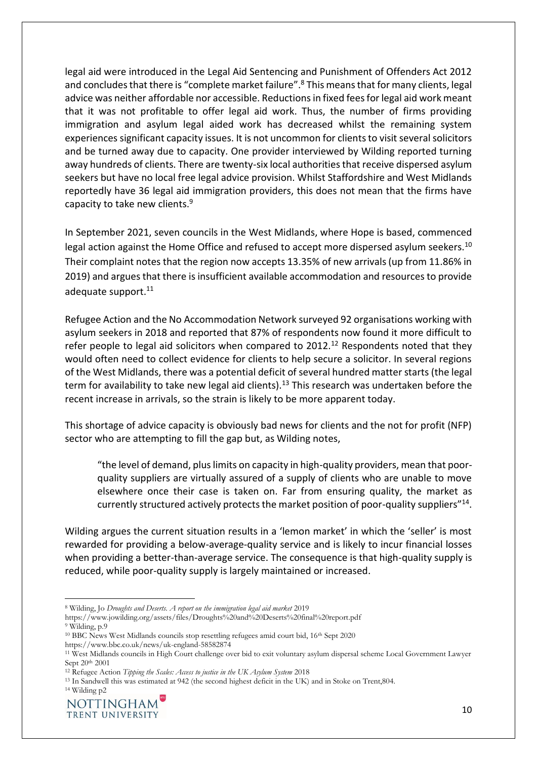legal aid were introduced in the Legal Aid Sentencing and Punishment of Offenders Act 2012 and concludes that there is "complete market failure".[8] This means that for many clients, legal advice was neither affordable nor accessible. Reductions in fixed fees for legal aid work meant that it was not profitable to offer legal aid work. Thus, the number of firms providing immigration and asylum legal aided work has decreased whilst the remaining system experiences significant capacity issues. It is not uncommon for clients to visit several solicitors and be turned away due to capacity. One provider interviewed by Wilding reported turning away hundreds of clients. There are twenty-six local authorities that receive dispersed asylum seekers but have no local free legal advice provision. Whilst Staffordshire and West Midlands reportedly have 36 legal aid immigration providers, this does not mean that the firms have capacity to take new clients.[9]

In September 2021, seven councils in the West Midlands, where Hope is based, commenced legal action against the Home Office and refused to accept more dispersed asylum seekers.[10] Their complaint notes that the region now accepts 13.35% of new arrivals (up from 11.86% in 2019) and argues that there is insufficient available accommodation and resources to provide adequate support.[11]

Refugee Action and the No Accommodation Network surveyed 92 organisations working with asylum seekers in 2018 and reported that 87% of respondents now found it more difficult to refer people to legal aid solicitors when compared to 2012.[12] Respondents noted that they would often need to collect evidence for clients to help secure a solicitor. In several regions of the West Midlands, there was a potential deficit of several hundred matter starts (the legal term for availability to take new legal aid clients).[13] This research was undertaken before the recent increase in arrivals, so the strain is likely to be more apparent today.

This shortage of advice capacity is obviously bad news for clients and the not for profit (NFP) sector who are attempting to fill the gap but, as Wilding notes,

> "the level of demand, plus limits on capacity in high-quality providers, mean that poor-quality suppliers are virtually assured of a supply of clients who are unable to move elsewhere once their case is taken on. Far from ensuring quality, the market as currently structured actively protects the market position of poor-quality suppliers"[14].

Wilding argues the current situation results in a 'lemon market' in which the 'seller' is most rewarded for providing a below-average-quality service and is likely to incur financial losses when providing a better-than-average service. The consequence is that high-quality supply is reduced, while poor-quality supply is largely maintained or increased.

---

[8] Wilding, Jo *Droughts and Deserts. A report on the immigration legal aid market* 2019 https://www.jowilding.org/assets/files/Droughts%20and%20Deserts%20final%20report.pdf

[9] Wilding, p.9

[10] BBC News West Midlands councils stop resettling refugees amid court bid, 16th Sept 2020 https://www.bbc.co.uk/news/uk-england-58582874

[11] West Midlands councils in High Court challenge over bid to exit voluntary asylum dispersal scheme Local Government Lawyer Sept 20th 2001

[12] Refugee Action *Tipping the Scales: Access to justice in the UK Asylum System* 2018

[13] In Sandwell this was estimated at 942 (the second highest deficit in the UK) and in Stoke on Trent,804.

[14] Wilding p2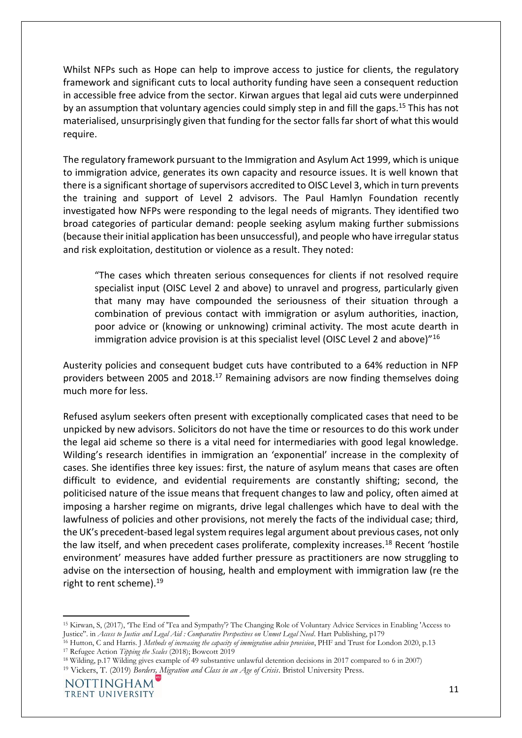Whilst NFPs such as Hope can help to improve access to justice for clients, the regulatory framework and significant cuts to local authority funding have seen a consequent reduction in accessible free advice from the sector. Kirwan argues that legal aid cuts were underpinned by an assumption that voluntary agencies could simply step in and fill the gaps.[15] This has not materialised, unsurprisingly given that funding for the sector falls far short of what this would require.

The regulatory framework pursuant to the Immigration and Asylum Act 1999, which is unique to immigration advice, generates its own capacity and resource issues. It is well known that there is a significant shortage of supervisors accredited to OISC Level 3, which in turn prevents the training and support of Level 2 advisors. The Paul Hamlyn Foundation recently investigated how NFPs were responding to the legal needs of migrants. They identified two broad categories of particular demand: people seeking asylum making further submissions (because their initial application has been unsuccessful), and people who have irregular status and risk exploitation, destitution or violence as a result. They noted:

> "The cases which threaten serious consequences for clients if not resolved require specialist input (OISC Level 2 and above) to unravel and progress, particularly given that many may have compounded the seriousness of their situation through a combination of previous contact with immigration or asylum authorities, inaction, poor advice or (knowing or unknowing) criminal activity. The most acute dearth in immigration advice provision is at this specialist level (OISC Level 2 and above)"[16]

Austerity policies and consequent budget cuts have contributed to a 64% reduction in NFP providers between 2005 and 2018.[17] Remaining advisors are now finding themselves doing much more for less.

Refused asylum seekers often present with exceptionally complicated cases that need to be unpicked by new advisors. Solicitors do not have the time or resources to do this work under the legal aid scheme so there is a vital need for intermediaries with good legal knowledge. Wilding's research identifies in immigration an 'exponential' increase in the complexity of cases. She identifies three key issues: first, the nature of asylum means that cases are often difficult to evidence, and evidential requirements are constantly shifting; second, the politicised nature of the issue means that frequent changes to law and policy, often aimed at imposing a harsher regime on migrants, drive legal challenges which have to deal with the lawfulness of policies and other provisions, not merely the facts of the individual case; third, the UK's precedent-based legal system requires legal argument about previous cases, not only the law itself, and when precedent cases proliferate, complexity increases.[18] Recent 'hostile environment' measures have added further pressure as practitioners are now struggling to advise on the intersection of housing, health and employment with immigration law (re the right to rent scheme).[19]

---

[15] Kirwan, S, (2017), 'The End of 'Tea and Sympathy'? The Changing Role of Voluntary Advice Services in Enabling 'Access to Justice". in *Access to Justice and Legal Aid : Comparative Perspectives on Unmet Legal Need*. Hart Publishing, p179

[16] Hutton, C and Harris. J *Methods of increasing the capacity of immigration advice provision*, PHF and Trust for London 2020, p.13

[17] Refugee Action *Tipping the Scales* (2018); Bowcott 2019

[18] Wilding, p.17 Wilding gives example of 49 substantive unlawful detention decisions in 2017 compared to 6 in 2007)

[19] Vickers, T. (2019) *Borders, Migration and Class in an Age of Crisis*. Bristol University Press.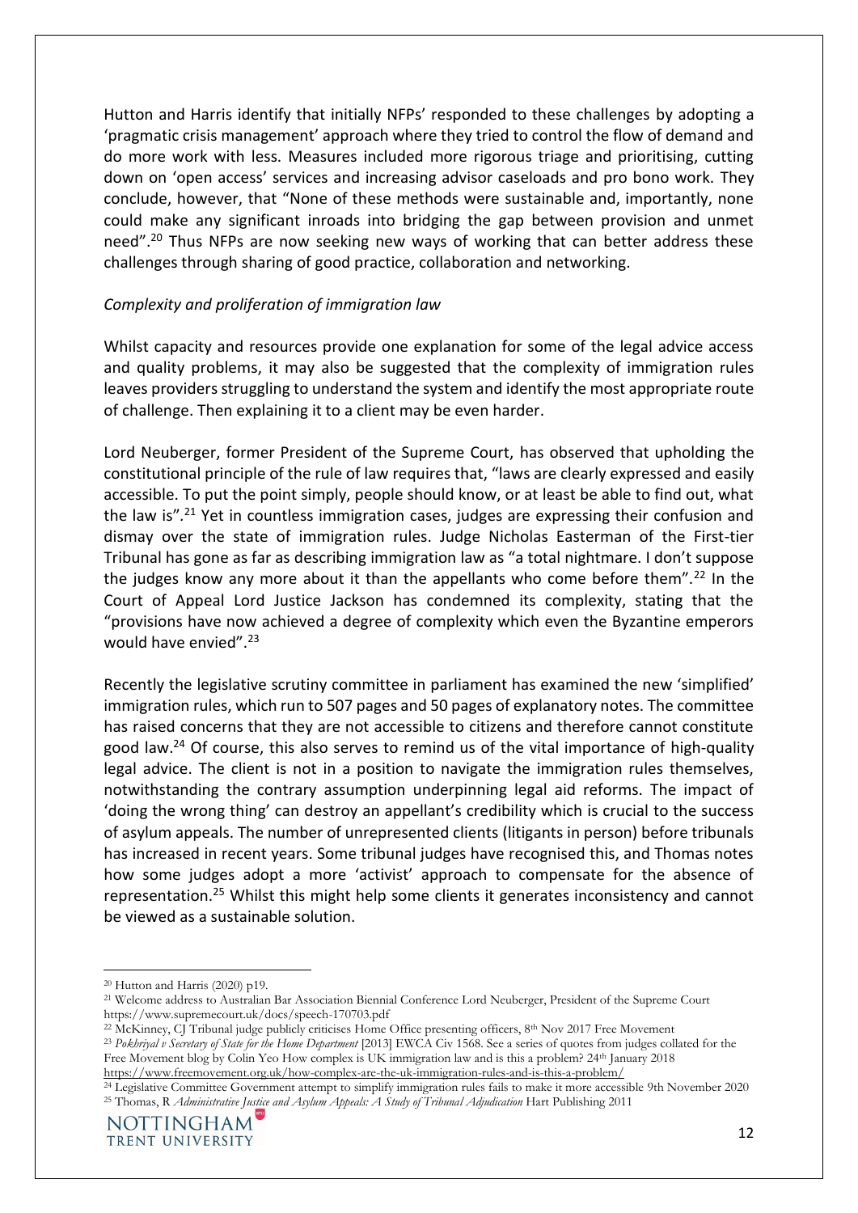Hutton and Harris identify that initially NFPs' responded to these challenges by adopting a 'pragmatic crisis management' approach where they tried to control the flow of demand and do more work with less. Measures included more rigorous triage and prioritising, cutting down on 'open access' services and increasing advisor caseloads and pro bono work. They conclude, however, that "None of these methods were sustainable and, importantly, none could make any significant inroads into bridging the gap between provision and unmet need".[20] Thus NFPs are now seeking new ways of working that can better address these challenges through sharing of good practice, collaboration and networking.

*Complexity and proliferation of immigration law*

Whilst capacity and resources provide one explanation for some of the legal advice access and quality problems, it may also be suggested that the complexity of immigration rules leaves providers struggling to understand the system and identify the most appropriate route of challenge. Then explaining it to a client may be even harder.

Lord Neuberger, former President of the Supreme Court, has observed that upholding the constitutional principle of the rule of law requires that, "laws are clearly expressed and easily accessible. To put the point simply, people should know, or at least be able to find out, what the law is".[21] Yet in countless immigration cases, judges are expressing their confusion and dismay over the state of immigration rules. Judge Nicholas Easterman of the First-tier Tribunal has gone as far as describing immigration law as "a total nightmare. I don't suppose the judges know any more about it than the appellants who come before them".[22] In the Court of Appeal Lord Justice Jackson has condemned its complexity, stating that the "provisions have now achieved a degree of complexity which even the Byzantine emperors would have envied".[23]

Recently the legislative scrutiny committee in parliament has examined the new 'simplified' immigration rules, which run to 507 pages and 50 pages of explanatory notes. The committee has raised concerns that they are not accessible to citizens and therefore cannot constitute good law.[24] Of course, this also serves to remind us of the vital importance of high-quality legal advice. The client is not in a position to navigate the immigration rules themselves, notwithstanding the contrary assumption underpinning legal aid reforms. The impact of 'doing the wrong thing' can destroy an appellant's credibility which is crucial to the success of asylum appeals. The number of unrepresented clients (litigants in person) before tribunals has increased in recent years. Some tribunal judges have recognised this, and Thomas notes how some judges adopt a more 'activist' approach to compensate for the absence of representation.[25] Whilst this might help some clients it generates inconsistency and cannot be viewed as a sustainable solution.

---

[20] Hutton and Harris (2020) p19.

[21] Welcome address to Australian Bar Association Biennial Conference Lord Neuberger, President of the Supreme Court https://www.supremecourt.uk/docs/speech-170703.pdf

[22] McKinney, CJ Tribunal judge publicly criticises Home Office presenting officers, 8th Nov 2017 Free Movement

[23] *Pokhriyal v Secretary of State for the Home Department* [2013] EWCA Civ 1568. See a series of quotes from judges collated for the Free Movement blog by Colin Yeo How complex is UK immigration law and is this a problem? 24th January 2018 https://www.freemovement.org.uk/how-complex-are-the-uk-immigration-rules-and-is-this-a-problem/

[24] Legislative Committee Government attempt to simplify immigration rules fails to make it more accessible 9th November 2020

[25] Thomas, R *Administrative Justice and Asylum Appeals: A Study of Tribunal Adjudication* Hart Publishing 2011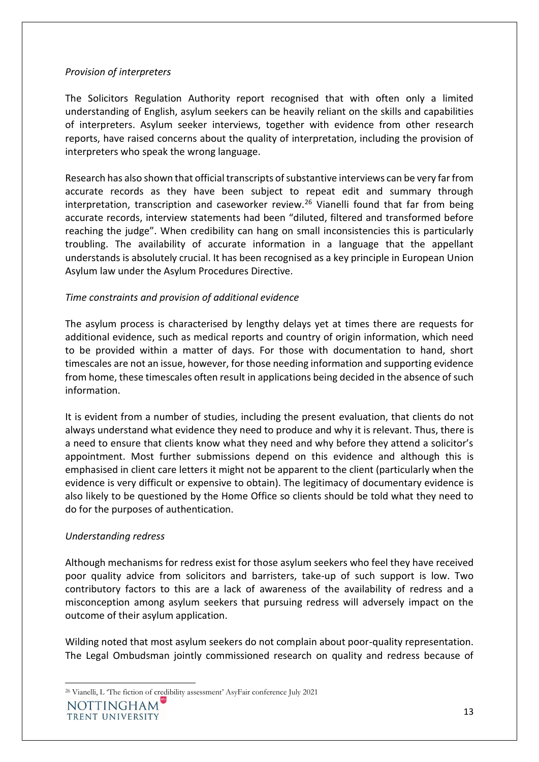*Provision of interpreters*

The Solicitors Regulation Authority report recognised that with often only a limited understanding of English, asylum seekers can be heavily reliant on the skills and capabilities of interpreters. Asylum seeker interviews, together with evidence from other research reports, have raised concerns about the quality of interpretation, including the provision of interpreters who speak the wrong language.

Research has also shown that official transcripts of substantive interviews can be very far from accurate records as they have been subject to repeat edit and summary through interpretation, transcription and caseworker review.[26] Vianelli found that far from being accurate records, interview statements had been "diluted, filtered and transformed before reaching the judge". When credibility can hang on small inconsistencies this is particularly troubling. The availability of accurate information in a language that the appellant understands is absolutely crucial. It has been recognised as a key principle in European Union Asylum law under the Asylum Procedures Directive.

*Time constraints and provision of additional evidence*

The asylum process is characterised by lengthy delays yet at times there are requests for additional evidence, such as medical reports and country of origin information, which need to be provided within a matter of days. For those with documentation to hand, short timescales are not an issue, however, for those needing information and supporting evidence from home, these timescales often result in applications being decided in the absence of such information.

It is evident from a number of studies, including the present evaluation, that clients do not always understand what evidence they need to produce and why it is relevant. Thus, there is a need to ensure that clients know what they need and why before they attend a solicitor's appointment. Most further submissions depend on this evidence and although this is emphasised in client care letters it might not be apparent to the client (particularly when the evidence is very difficult or expensive to obtain). The legitimacy of documentary evidence is also likely to be questioned by the Home Office so clients should be told what they need to do for the purposes of authentication.

*Understanding redress*

Although mechanisms for redress exist for those asylum seekers who feel they have received poor quality advice from solicitors and barristers, take-up of such support is low. Two contributory factors to this are a lack of awareness of the availability of redress and a misconception among asylum seekers that pursuing redress will adversely impact on the outcome of their asylum application.

Wilding noted that most asylum seekers do not complain about poor-quality representation. The Legal Ombudsman jointly commissioned research on quality and redress because of

[26] Vianelli, L 'The fiction of credibility assessment' AsyFair conference July 2021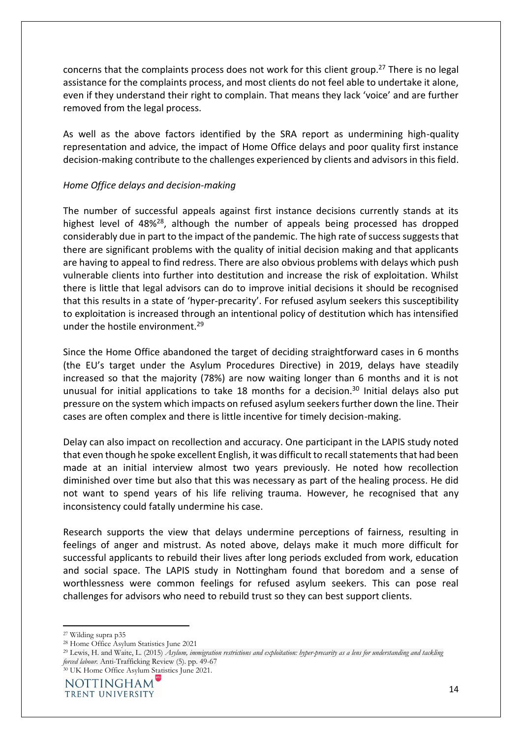concerns that the complaints process does not work for this client group.[27] There is no legal assistance for the complaints process, and most clients do not feel able to undertake it alone, even if they understand their right to complain. That means they lack 'voice' and are further removed from the legal process.

As well as the above factors identified by the SRA report as undermining high-quality representation and advice, the impact of Home Office delays and poor quality first instance decision-making contribute to the challenges experienced by clients and advisors in this field.

*Home Office delays and decision-making*

The number of successful appeals against first instance decisions currently stands at its highest level of 48%[28], although the number of appeals being processed has dropped considerably due in part to the impact of the pandemic. The high rate of success suggests that there are significant problems with the quality of initial decision making and that applicants are having to appeal to find redress. There are also obvious problems with delays which push vulnerable clients into further into destitution and increase the risk of exploitation. Whilst there is little that legal advisors can do to improve initial decisions it should be recognised that this results in a state of 'hyper-precarity'. For refused asylum seekers this susceptibility to exploitation is increased through an intentional policy of destitution which has intensified under the hostile environment.[29]

Since the Home Office abandoned the target of deciding straightforward cases in 6 months (the EU's target under the Asylum Procedures Directive) in 2019, delays have steadily increased so that the majority (78%) are now waiting longer than 6 months and it is not unusual for initial applications to take 18 months for a decision.[30] Initial delays also put pressure on the system which impacts on refused asylum seekers further down the line. Their cases are often complex and there is little incentive for timely decision-making.

Delay can also impact on recollection and accuracy. One participant in the LAPIS study noted that even though he spoke excellent English, it was difficult to recall statements that had been made at an initial interview almost two years previously. He noted how recollection diminished over time but also that this was necessary as part of the healing process. He did not want to spend years of his life reliving trauma. However, he recognised that any inconsistency could fatally undermine his case.

Research supports the view that delays undermine perceptions of fairness, resulting in feelings of anger and mistrust. As noted above, delays make it much more difficult for successful applicants to rebuild their lives after long periods excluded from work, education and social space. The LAPIS study in Nottingham found that boredom and a sense of worthlessness were common feelings for refused asylum seekers. This can pose real challenges for advisors who need to rebuild trust so they can best support clients.

---

[27] Wilding supra p35

[28] Home Office Asylum Statistics June 2021

[29] Lewis, H. and Waite, L. (2015) *Asylum, immigration restrictions and exploitation: hyper-precarity as a lens for understanding and tackling forced labour.* Anti-Trafficking Review (5). pp. 49-67

[30] UK Home Office Asylum Statistics June 2021.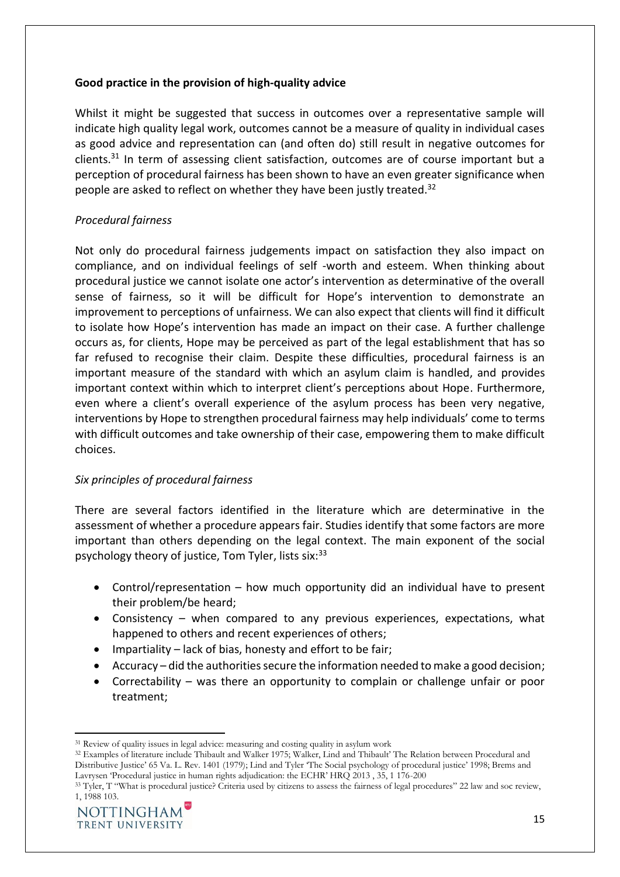**Good practice in the provision of high-quality advice**

Whilst it might be suggested that success in outcomes over a representative sample will indicate high quality legal work, outcomes cannot be a measure of quality in individual cases as good advice and representation can (and often do) still result in negative outcomes for clients.[31] In term of assessing client satisfaction, outcomes are of course important but a perception of procedural fairness has been shown to have an even greater significance when people are asked to reflect on whether they have been justly treated.[32]

*Procedural fairness*

Not only do procedural fairness judgements impact on satisfaction they also impact on compliance, and on individual feelings of self -worth and esteem. When thinking about procedural justice we cannot isolate one actor's intervention as determinative of the overall sense of fairness, so it will be difficult for Hope's intervention to demonstrate an improvement to perceptions of unfairness. We can also expect that clients will find it difficult to isolate how Hope's intervention has made an impact on their case. A further challenge occurs as, for clients, Hope may be perceived as part of the legal establishment that has so far refused to recognise their claim. Despite these difficulties, procedural fairness is an important measure of the standard with which an asylum claim is handled, and provides important context within which to interpret client's perceptions about Hope. Furthermore, even where a client's overall experience of the asylum process has been very negative, interventions by Hope to strengthen procedural fairness may help individuals' come to terms with difficult outcomes and take ownership of their case, empowering them to make difficult choices.

*Six principles of procedural fairness*

There are several factors identified in the literature which are determinative in the assessment of whether a procedure appears fair. Studies identify that some factors are more important than others depending on the legal context. The main exponent of the social psychology theory of justice, Tom Tyler, lists six:[33]

- Control/representation – how much opportunity did an individual have to present their problem/be heard;
- Consistency – when compared to any previous experiences, expectations, what happened to others and recent experiences of others;
- Impartiality – lack of bias, honesty and effort to be fair;
- Accuracy – did the authorities secure the information needed to make a good decision;
- Correctability – was there an opportunity to complain or challenge unfair or poor treatment;

---

[31] Review of quality issues in legal advice: measuring and costing quality in asylum work

[32] Examples of literature include Thibault and Walker 1975; Walker, Lind and Thibault' The Relation between Procedural and Distributive Justice' 65 Va. L. Rev. 1401 (1979); Lind and Tyler 'The Social psychology of procedural justice' 1998; Brems and Lavrysen 'Procedural justice in human rights adjudication: the ECHR' HRQ 2013 , 35, 1 176-200

[33] Tyler, T "What is procedural justice? Criteria used by citizens to assess the fairness of legal procedures" 22 law and soc review, 1, 1988 103.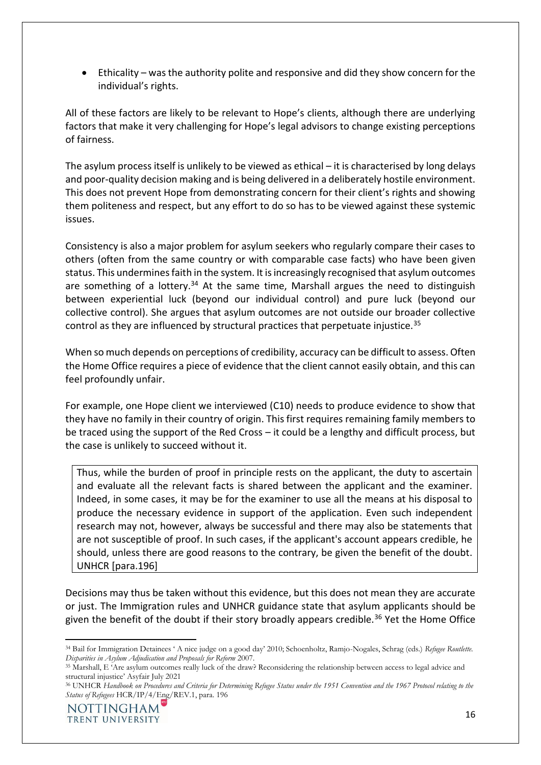- Ethicality – was the authority polite and responsive and did they show concern for the individual's rights.

All of these factors are likely to be relevant to Hope's clients, although there are underlying factors that make it very challenging for Hope's legal advisors to change existing perceptions of fairness.

The asylum process itself is unlikely to be viewed as ethical – it is characterised by long delays and poor-quality decision making and is being delivered in a deliberately hostile environment. This does not prevent Hope from demonstrating concern for their client's rights and showing them politeness and respect, but any effort to do so has to be viewed against these systemic issues.

Consistency is also a major problem for asylum seekers who regularly compare their cases to others (often from the same country or with comparable case facts) who have been given status. This undermines faith in the system. It is increasingly recognised that asylum outcomes are something of a lottery.[34] At the same time, Marshall argues the need to distinguish between experiential luck (beyond our individual control) and pure luck (beyond our collective control). She argues that asylum outcomes are not outside our broader collective control as they are influenced by structural practices that perpetuate injustice.[35]

When so much depends on perceptions of credibility, accuracy can be difficult to assess. Often the Home Office requires a piece of evidence that the client cannot easily obtain, and this can feel profoundly unfair.

For example, one Hope client we interviewed (C10) needs to produce evidence to show that they have no family in their country of origin. This first requires remaining family members to be traced using the support of the Red Cross – it could be a lengthy and difficult process, but the case is unlikely to succeed without it.

> Thus, while the burden of proof in principle rests on the applicant, the duty to ascertain and evaluate all the relevant facts is shared between the applicant and the examiner. Indeed, in some cases, it may be for the examiner to use all the means at his disposal to produce the necessary evidence in support of the application. Even such independent research may not, however, always be successful and there may also be statements that are not susceptible of proof. In such cases, if the applicant's account appears credible, he should, unless there are good reasons to the contrary, be given the benefit of the doubt. UNHCR [para.196]

Decisions may thus be taken without this evidence, but this does not mean they are accurate or just. The Immigration rules and UNHCR guidance state that asylum applicants should be given the benefit of the doubt if their story broadly appears credible.[36] Yet the Home Office

---

[34] Bail for Immigration Detainees ' A nice judge on a good day' 2010; Schoenholtz, Ramjo-Nogales, Schrag (eds.) *Refugee Roullette. Disparities in Asylum Adjudication and Proposals for Reform* 2007.

[35] Marshall, E 'Are asylum outcomes really luck of the draw? Reconsidering the relationship between access to legal advice and structural injustice' Asyfair July 2021

[36] UNHCR *Handbook on Procedures and Criteria for Determining Refugee Status under the 1951 Convention and the 1967 Protocol relating to the Status of Refugees* HCR/IP/4/Eng/REV.1, para. 196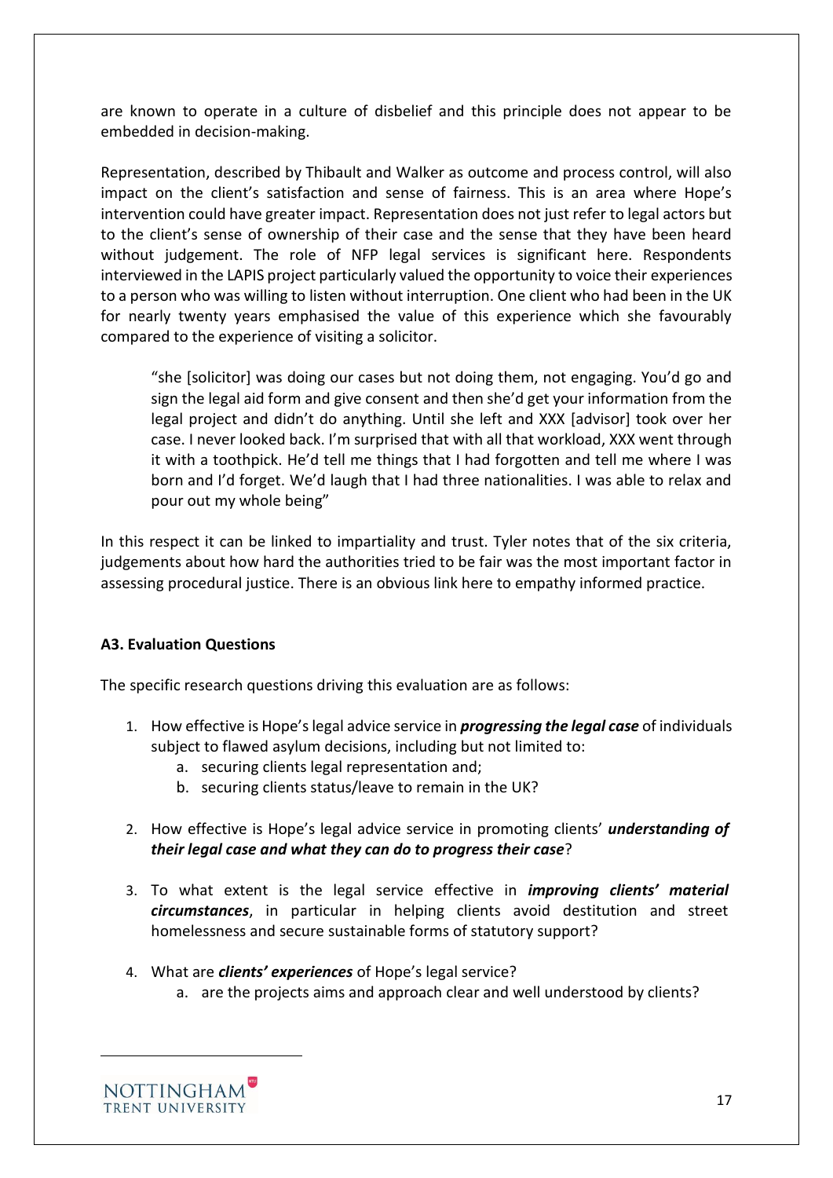are known to operate in a culture of disbelief and this principle does not appear to be embedded in decision-making.

Representation, described by Thibault and Walker as outcome and process control, will also impact on the client's satisfaction and sense of fairness. This is an area where Hope's intervention could have greater impact. Representation does not just refer to legal actors but to the client's sense of ownership of their case and the sense that they have been heard without judgement. The role of NFP legal services is significant here. Respondents interviewed in the LAPIS project particularly valued the opportunity to voice their experiences to a person who was willing to listen without interruption. One client who had been in the UK for nearly twenty years emphasised the value of this experience which she favourably compared to the experience of visiting a solicitor.

> "she [solicitor] was doing our cases but not doing them, not engaging. You'd go and sign the legal aid form and give consent and then she'd get your information from the legal project and didn't do anything. Until she left and XXX [advisor] took over her case. I never looked back. I'm surprised that with all that workload, XXX went through it with a toothpick. He'd tell me things that I had forgotten and tell me where I was born and I'd forget. We'd laugh that I had three nationalities. I was able to relax and pour out my whole being"

In this respect it can be linked to impartiality and trust. Tyler notes that of the six criteria, judgements about how hard the authorities tried to be fair was the most important factor in assessing procedural justice. There is an obvious link here to empathy informed practice.

### A3. Evaluation Questions

The specific research questions driving this evaluation are as follows:

1. How effective is Hope's legal advice service in ***progressing the legal case*** of individuals subject to flawed asylum decisions, including but not limited to:
   a. securing clients legal representation and;
   b. securing clients status/leave to remain in the UK?
2. How effective is Hope's legal advice service in promoting clients' ***understanding of their legal case and what they can do to progress their case***?
3. To what extent is the legal service effective in ***improving clients' material circumstances***, in particular in helping clients avoid destitution and street homelessness and secure sustainable forms of statutory support?
4. What are ***clients' experiences*** of Hope's legal service?
   a. are the projects aims and approach clear and well understood by clients?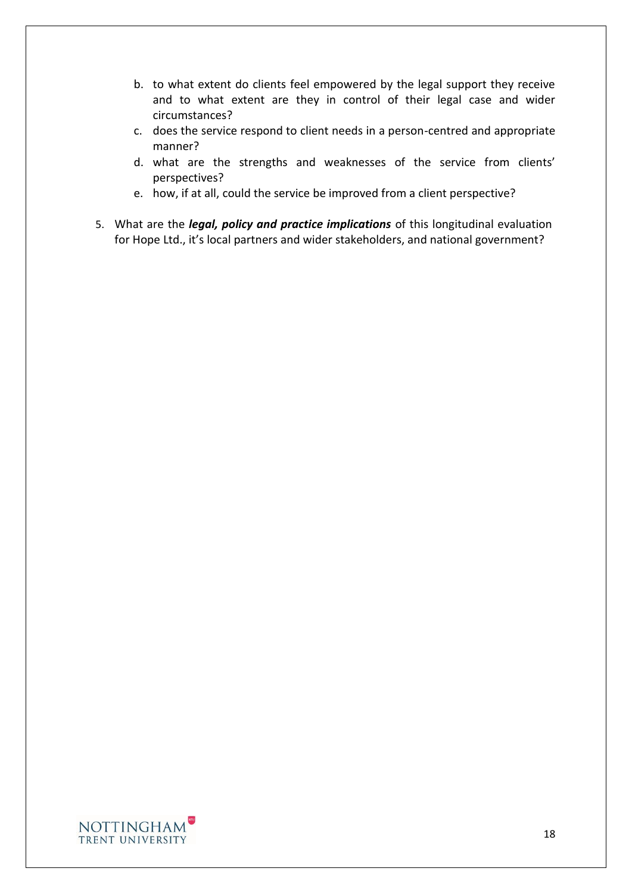b. to what extent do clients feel empowered by the legal support they receive and to what extent are they in control of their legal case and wider circumstances?
c. does the service respond to client needs in a person-centred and appropriate manner?
d. what are the strengths and weaknesses of the service from clients' perspectives?
e. how, if at all, could the service be improved from a client perspective?

5. What are the ***legal, policy and practice implications*** of this longitudinal evaluation for Hope Ltd., it's local partners and wider stakeholders, and national government?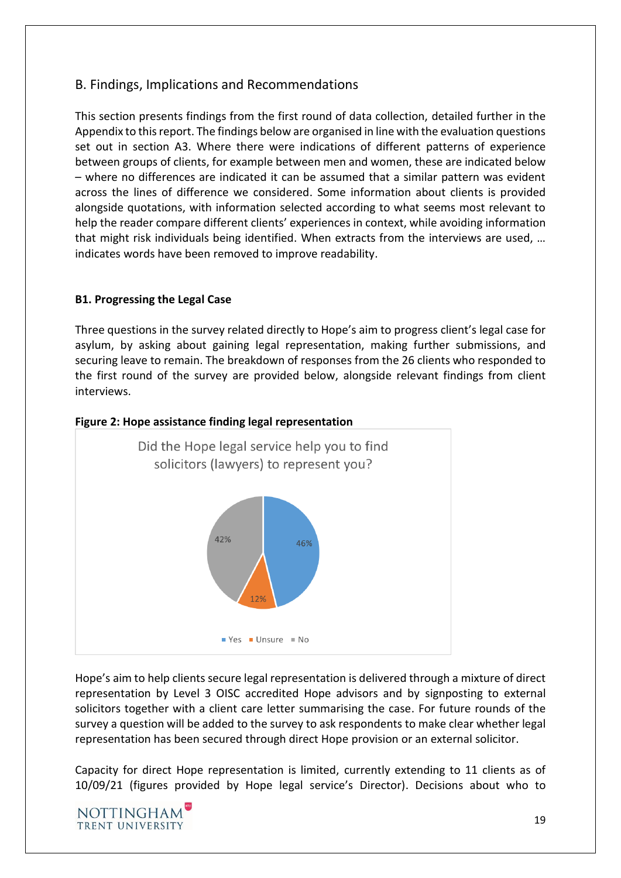## B. Findings, Implications and Recommendations

This section presents findings from the first round of data collection, detailed further in the Appendix to this report. The findings below are organised in line with the evaluation questions set out in section A3. Where there were indications of different patterns of experience between groups of clients, for example between men and women, these are indicated below – where no differences are indicated it can be assumed that a similar pattern was evident across the lines of difference we considered. Some information about clients is provided alongside quotations, with information selected according to what seems most relevant to help the reader compare different clients' experiences in context, while avoiding information that might risk individuals being identified. When extracts from the interviews are used, … indicates words have been removed to improve readability.

### B1. Progressing the Legal Case

Three questions in the survey related directly to Hope's aim to progress client's legal case for asylum, by asking about gaining legal representation, making further submissions, and securing leave to remain. The breakdown of responses from the 26 clients who responded to the first round of the survey are provided below, alongside relevant findings from client interviews.

**Figure 2: Hope assistance finding legal representation**

Did the Hope legal service help you to find solicitors (lawyers) to represent you?

| Response | Percentage |
|---|---|
| Yes | 46% |
| Unsure | 12% |
| No | 42% |

Hope's aim to help clients secure legal representation is delivered through a mixture of direct representation by Level 3 OISC accredited Hope advisors and by signposting to external solicitors together with a client care letter summarising the case. For future rounds of the survey a question will be added to the survey to ask respondents to make clear whether legal representation has been secured through direct Hope provision or an external solicitor.

Capacity for direct Hope representation is limited, currently extending to 11 clients as of 10/09/21 (figures provided by Hope legal service's Director). Decisions about who to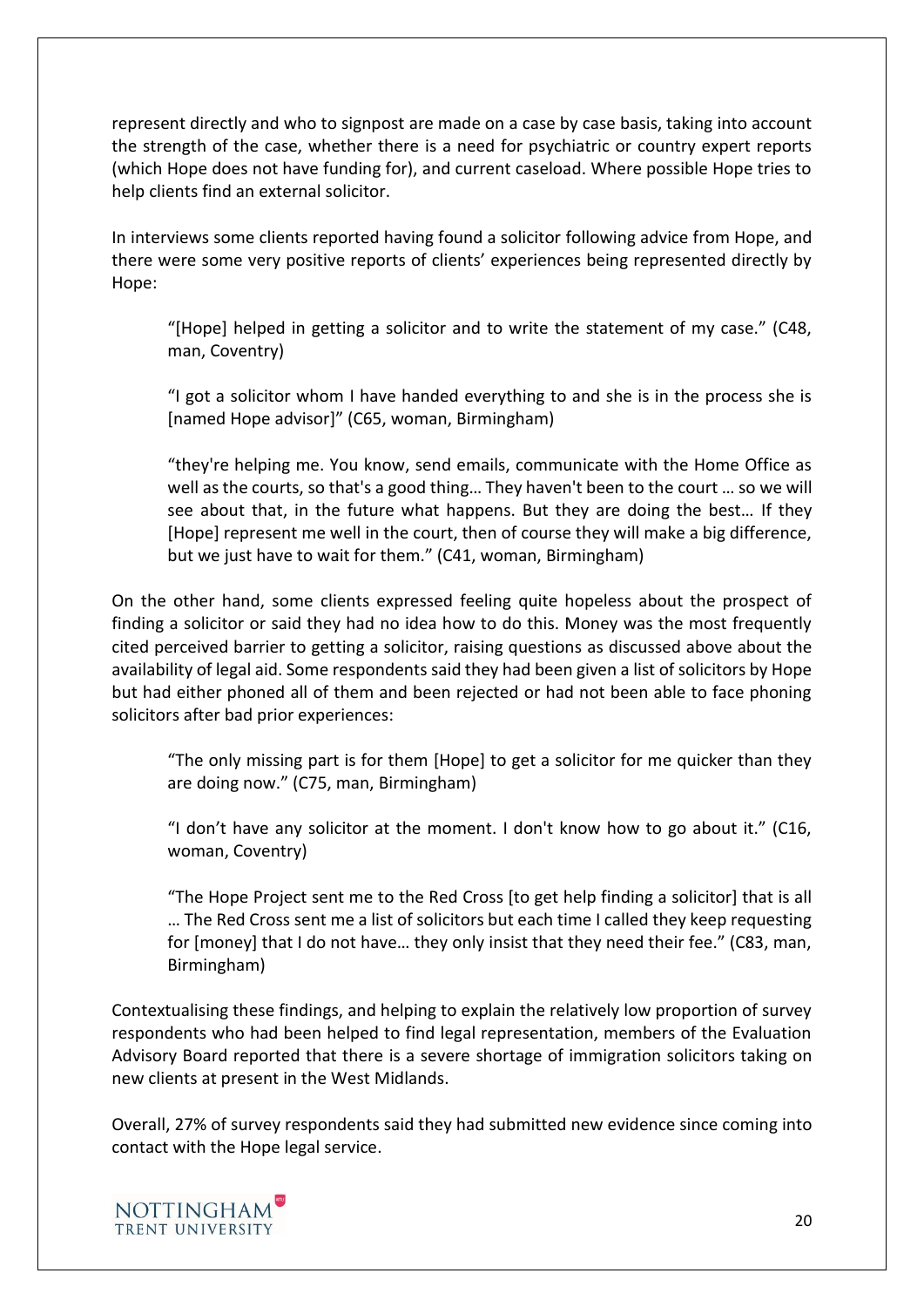represent directly and who to signpost are made on a case by case basis, taking into account the strength of the case, whether there is a need for psychiatric or country expert reports (which Hope does not have funding for), and current caseload. Where possible Hope tries to help clients find an external solicitor.

In interviews some clients reported having found a solicitor following advice from Hope, and there were some very positive reports of clients' experiences being represented directly by Hope:

> "[Hope] helped in getting a solicitor and to write the statement of my case." (C48, man, Coventry)
>
> "I got a solicitor whom I have handed everything to and she is in the process she is [named Hope advisor]" (C65, woman, Birmingham)
>
> "they're helping me. You know, send emails, communicate with the Home Office as well as the courts, so that's a good thing… They haven't been to the court … so we will see about that, in the future what happens. But they are doing the best… If they [Hope] represent me well in the court, then of course they will make a big difference, but we just have to wait for them." (C41, woman, Birmingham)

On the other hand, some clients expressed feeling quite hopeless about the prospect of finding a solicitor or said they had no idea how to do this. Money was the most frequently cited perceived barrier to getting a solicitor, raising questions as discussed above about the availability of legal aid. Some respondents said they had been given a list of solicitors by Hope but had either phoned all of them and been rejected or had not been able to face phoning solicitors after bad prior experiences:

> "The only missing part is for them [Hope] to get a solicitor for me quicker than they are doing now." (C75, man, Birmingham)
>
> "I don't have any solicitor at the moment. I don't know how to go about it." (C16, woman, Coventry)
>
> "The Hope Project sent me to the Red Cross [to get help finding a solicitor] that is all … The Red Cross sent me a list of solicitors but each time I called they keep requesting for [money] that I do not have… they only insist that they need their fee." (C83, man, Birmingham)

Contextualising these findings, and helping to explain the relatively low proportion of survey respondents who had been helped to find legal representation, members of the Evaluation Advisory Board reported that there is a severe shortage of immigration solicitors taking on new clients at present in the West Midlands.

Overall, 27% of survey respondents said they had submitted new evidence since coming into contact with the Hope legal service.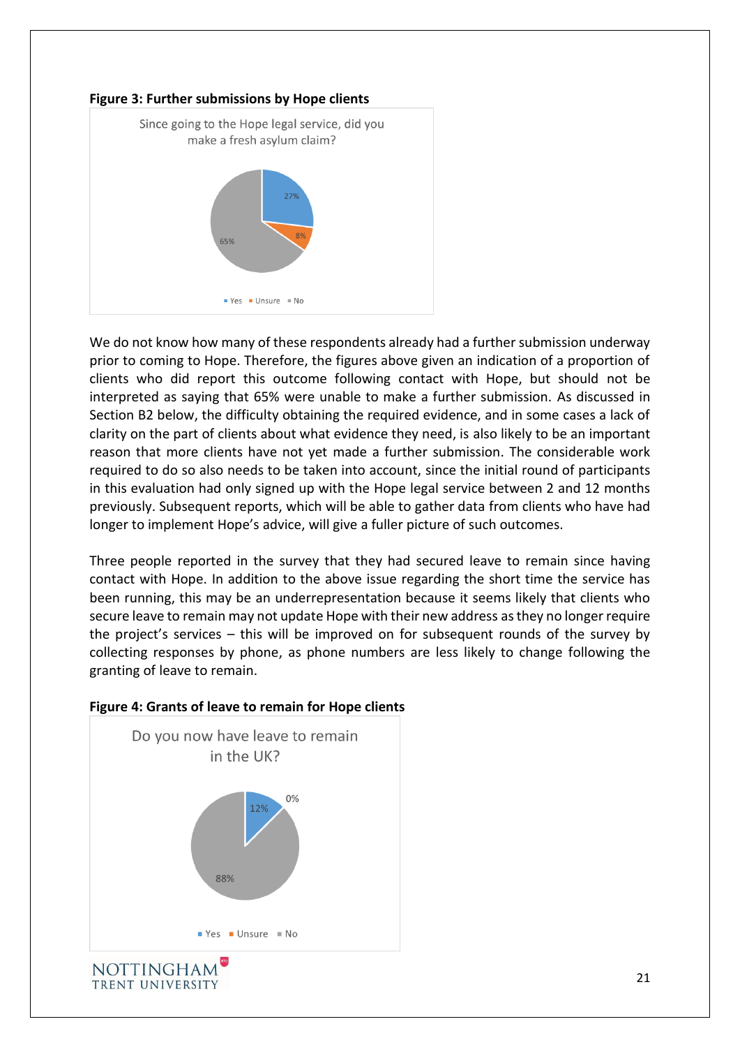**Figure 3: Further submissions by Hope clients**

Since going to the Hope legal service, did you make a fresh asylum claim?

| Response | Percentage |
|---|---|
| Yes | 27% |
| Unsure | 8% |
| No | 65% |

We do not know how many of these respondents already had a further submission underway prior to coming to Hope. Therefore, the figures above given an indication of a proportion of clients who did report this outcome following contact with Hope, but should not be interpreted as saying that 65% were unable to make a further submission. As discussed in Section B2 below, the difficulty obtaining the required evidence, and in some cases a lack of clarity on the part of clients about what evidence they need, is also likely to be an important reason that more clients have not yet made a further submission. The considerable work required to do so also needs to be taken into account, since the initial round of participants in this evaluation had only signed up with the Hope legal service between 2 and 12 months previously. Subsequent reports, which will be able to gather data from clients who have had longer to implement Hope's advice, will give a fuller picture of such outcomes.

Three people reported in the survey that they had secured leave to remain since having contact with Hope. In addition to the above issue regarding the short time the service has been running, this may be an underrepresentation because it seems likely that clients who secure leave to remain may not update Hope with their new address as they no longer require the project's services – this will be improved on for subsequent rounds of the survey by collecting responses by phone, as phone numbers are less likely to change following the granting of leave to remain.

**Figure 4: Grants of leave to remain for Hope clients**

Do you now have leave to remain in the UK?

| Response | Percentage |
|---|---|
| Yes | 12% |
| Unsure | 0% |
| No | 88% |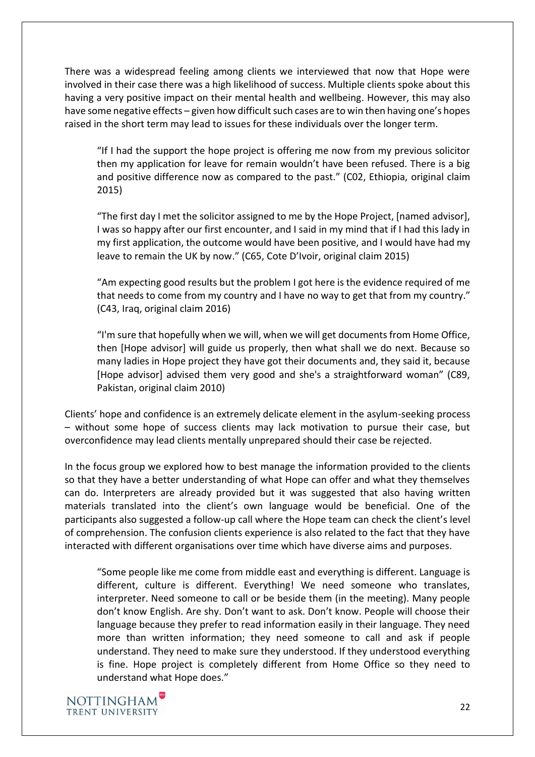There was a widespread feeling among clients we interviewed that now that Hope were involved in their case there was a high likelihood of success. Multiple clients spoke about this having a very positive impact on their mental health and wellbeing. However, this may also have some negative effects – given how difficult such cases are to win then having one's hopes raised in the short term may lead to issues for these individuals over the longer term.

> "If I had the support the hope project is offering me now from my previous solicitor then my application for leave for remain wouldn't have been refused. There is a big and positive difference now as compared to the past." (C02, Ethiopia, original claim 2015)

> "The first day I met the solicitor assigned to me by the Hope Project, [named advisor], I was so happy after our first encounter, and I said in my mind that if I had this lady in my first application, the outcome would have been positive, and I would have had my leave to remain the UK by now." (C65, Cote D'Ivoir, original claim 2015)

> "Am expecting good results but the problem I got here is the evidence required of me that needs to come from my country and I have no way to get that from my country." (C43, Iraq, original claim 2016)

> "I'm sure that hopefully when we will, when we will get documents from Home Office, then [Hope advisor] will guide us properly, then what shall we do next. Because so many ladies in Hope project they have got their documents and, they said it, because [Hope advisor] advised them very good and she's a straightforward woman" (C89, Pakistan, original claim 2010)

Clients' hope and confidence is an extremely delicate element in the asylum-seeking process – without some hope of success clients may lack motivation to pursue their case, but overconfidence may lead clients mentally unprepared should their case be rejected.

In the focus group we explored how to best manage the information provided to the clients so that they have a better understanding of what Hope can offer and what they themselves can do. Interpreters are already provided but it was suggested that also having written materials translated into the client's own language would be beneficial. One of the participants also suggested a follow-up call where the Hope team can check the client's level of comprehension. The confusion clients experience is also related to the fact that they have interacted with different organisations over time which have diverse aims and purposes.

> "Some people like me come from middle east and everything is different. Language is different, culture is different. Everything! We need someone who translates, interpreter. Need someone to call or be beside them (in the meeting). Many people don't know English. Are shy. Don't want to ask. Don't know. People will choose their language because they prefer to read information easily in their language. They need more than written information; they need someone to call and ask if people understand. They need to make sure they understood. If they understood everything is fine. Hope project is completely different from Home Office so they need to understand what Hope does."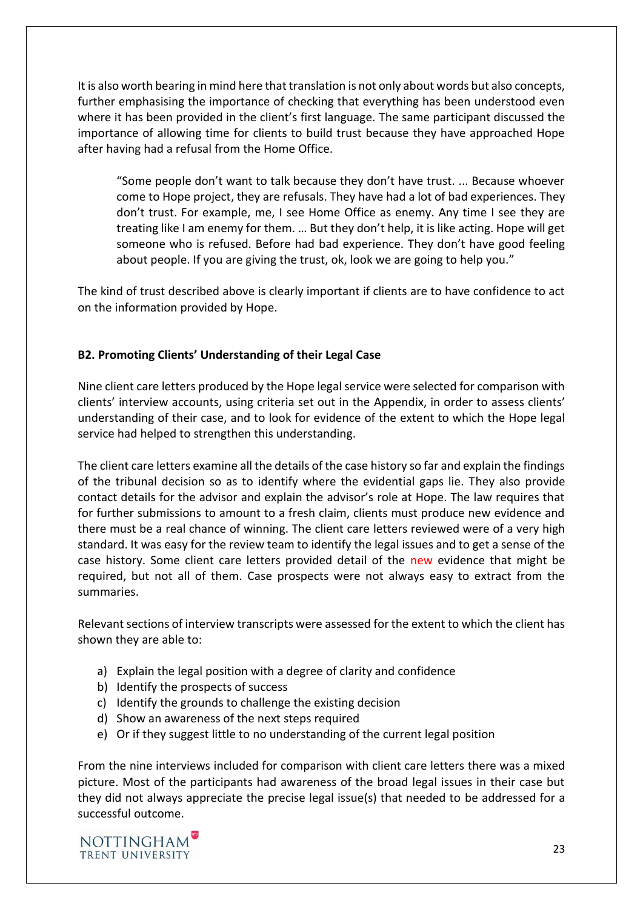It is also worth bearing in mind here that translation is not only about words but also concepts, further emphasising the importance of checking that everything has been understood even where it has been provided in the client's first language. The same participant discussed the importance of allowing time for clients to build trust because they have approached Hope after having had a refusal from the Home Office.

> "Some people don't want to talk because they don't have trust. ... Because whoever come to Hope project, they are refusals. They have had a lot of bad experiences. They don't trust. For example, me, I see Home Office as enemy. Any time I see they are treating like I am enemy for them. … But they don't help, it is like acting. Hope will get someone who is refused. Before had bad experience. They don't have good feeling about people. If you are giving the trust, ok, look we are going to help you."

The kind of trust described above is clearly important if clients are to have confidence to act on the information provided by Hope.

### B2. Promoting Clients' Understanding of their Legal Case

Nine client care letters produced by the Hope legal service were selected for comparison with clients' interview accounts, using criteria set out in the Appendix, in order to assess clients' understanding of their case, and to look for evidence of the extent to which the Hope legal service had helped to strengthen this understanding.

The client care letters examine all the details of the case history so far and explain the findings of the tribunal decision so as to identify where the evidential gaps lie. They also provide contact details for the advisor and explain the advisor's role at Hope. The law requires that for further submissions to amount to a fresh claim, clients must produce new evidence and there must be a real chance of winning. The client care letters reviewed were of a very high standard. It was easy for the review team to identify the legal issues and to get a sense of the case history. Some client care letters provided detail of the new evidence that might be required, but not all of them. Case prospects were not always easy to extract from the summaries.

Relevant sections of interview transcripts were assessed for the extent to which the client has shown they are able to:

a) Explain the legal position with a degree of clarity and confidence
b) Identify the prospects of success
c) Identify the grounds to challenge the existing decision
d) Show an awareness of the next steps required
e) Or if they suggest little to no understanding of the current legal position

From the nine interviews included for comparison with client care letters there was a mixed picture. Most of the participants had awareness of the broad legal issues in their case but they did not always appreciate the precise legal issue(s) that needed to be addressed for a successful outcome.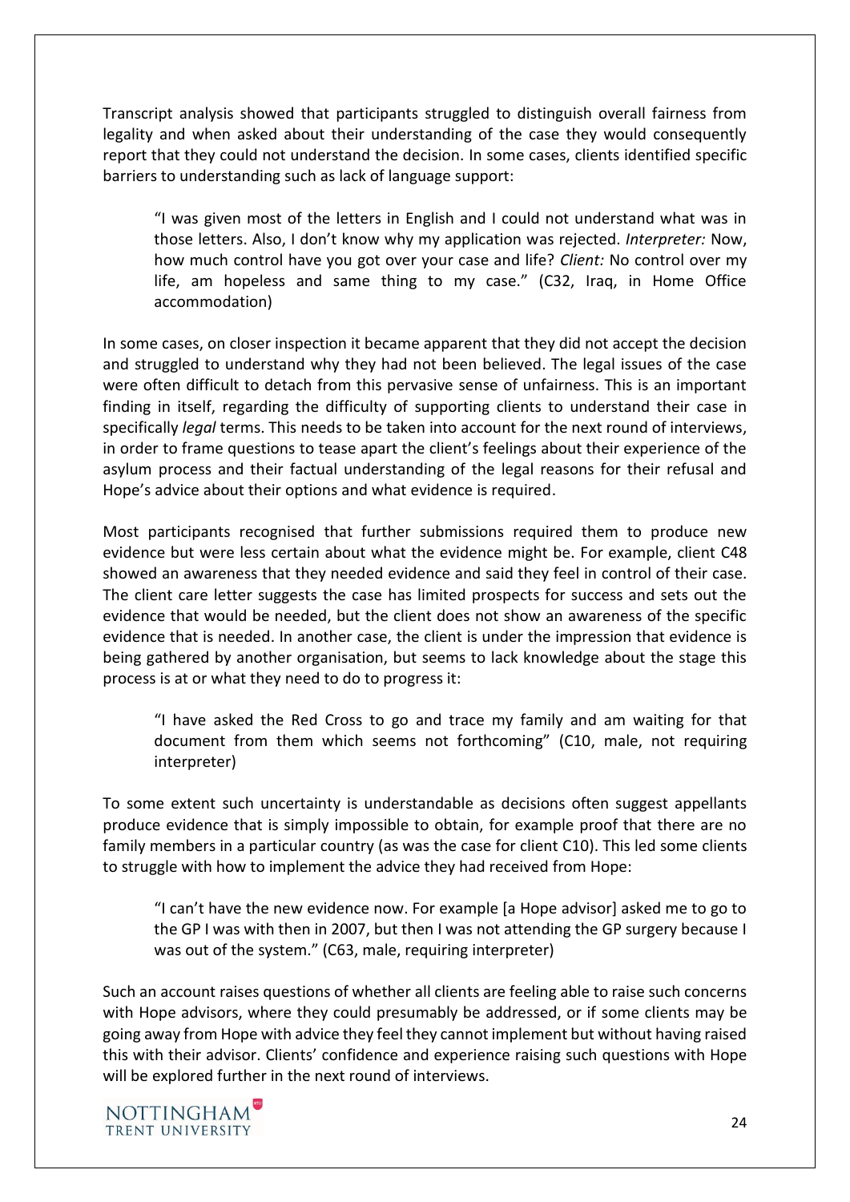Transcript analysis showed that participants struggled to distinguish overall fairness from legality and when asked about their understanding of the case they would consequently report that they could not understand the decision. In some cases, clients identified specific barriers to understanding such as lack of language support:

> "I was given most of the letters in English and I could not understand what was in those letters. Also, I don't know why my application was rejected. *Interpreter:* Now, how much control have you got over your case and life? *Client:* No control over my life, am hopeless and same thing to my case." (C32, Iraq, in Home Office accommodation)

In some cases, on closer inspection it became apparent that they did not accept the decision and struggled to understand why they had not been believed. The legal issues of the case were often difficult to detach from this pervasive sense of unfairness. This is an important finding in itself, regarding the difficulty of supporting clients to understand their case in specifically *legal* terms. This needs to be taken into account for the next round of interviews, in order to frame questions to tease apart the client's feelings about their experience of the asylum process and their factual understanding of the legal reasons for their refusal and Hope's advice about their options and what evidence is required.

Most participants recognised that further submissions required them to produce new evidence but were less certain about what the evidence might be. For example, client C48 showed an awareness that they needed evidence and said they feel in control of their case. The client care letter suggests the case has limited prospects for success and sets out the evidence that would be needed, but the client does not show an awareness of the specific evidence that is needed. In another case, the client is under the impression that evidence is being gathered by another organisation, but seems to lack knowledge about the stage this process is at or what they need to do to progress it:

> "I have asked the Red Cross to go and trace my family and am waiting for that document from them which seems not forthcoming" (C10, male, not requiring interpreter)

To some extent such uncertainty is understandable as decisions often suggest appellants produce evidence that is simply impossible to obtain, for example proof that there are no family members in a particular country (as was the case for client C10). This led some clients to struggle with how to implement the advice they had received from Hope:

> "I can't have the new evidence now. For example [a Hope advisor] asked me to go to the GP I was with then in 2007, but then I was not attending the GP surgery because I was out of the system." (C63, male, requiring interpreter)

Such an account raises questions of whether all clients are feeling able to raise such concerns with Hope advisors, where they could presumably be addressed, or if some clients may be going away from Hope with advice they feel they cannot implement but without having raised this with their advisor. Clients' confidence and experience raising such questions with Hope will be explored further in the next round of interviews.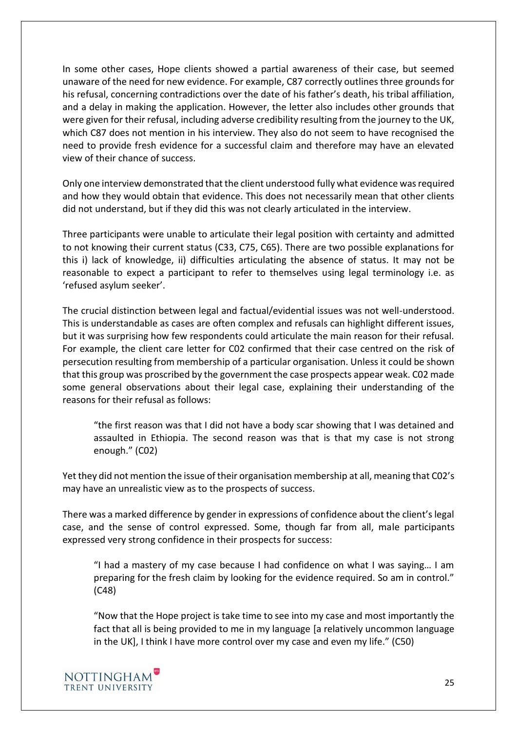In some other cases, Hope clients showed a partial awareness of their case, but seemed unaware of the need for new evidence. For example, C87 correctly outlines three grounds for his refusal, concerning contradictions over the date of his father's death, his tribal affiliation, and a delay in making the application. However, the letter also includes other grounds that were given for their refusal, including adverse credibility resulting from the journey to the UK, which C87 does not mention in his interview. They also do not seem to have recognised the need to provide fresh evidence for a successful claim and therefore may have an elevated view of their chance of success.

Only one interview demonstrated that the client understood fully what evidence was required and how they would obtain that evidence. This does not necessarily mean that other clients did not understand, but if they did this was not clearly articulated in the interview.

Three participants were unable to articulate their legal position with certainty and admitted to not knowing their current status (C33, C75, C65). There are two possible explanations for this i) lack of knowledge, ii) difficulties articulating the absence of status. It may not be reasonable to expect a participant to refer to themselves using legal terminology i.e. as 'refused asylum seeker'.

The crucial distinction between legal and factual/evidential issues was not well-understood. This is understandable as cases are often complex and refusals can highlight different issues, but it was surprising how few respondents could articulate the main reason for their refusal. For example, the client care letter for C02 confirmed that their case centred on the risk of persecution resulting from membership of a particular organisation. Unless it could be shown that this group was proscribed by the government the case prospects appear weak. C02 made some general observations about their legal case, explaining their understanding of the reasons for their refusal as follows:

> "the first reason was that I did not have a body scar showing that I was detained and assaulted in Ethiopia. The second reason was that is that my case is not strong enough." (C02)

Yet they did not mention the issue of their organisation membership at all, meaning that C02's may have an unrealistic view as to the prospects of success.

There was a marked difference by gender in expressions of confidence about the client's legal case, and the sense of control expressed. Some, though far from all, male participants expressed very strong confidence in their prospects for success:

> "I had a mastery of my case because I had confidence on what I was saying… I am preparing for the fresh claim by looking for the evidence required. So am in control." (C48)

> "Now that the Hope project is take time to see into my case and most importantly the fact that all is being provided to me in my language [a relatively uncommon language in the UK], I think I have more control over my case and even my life." (C50)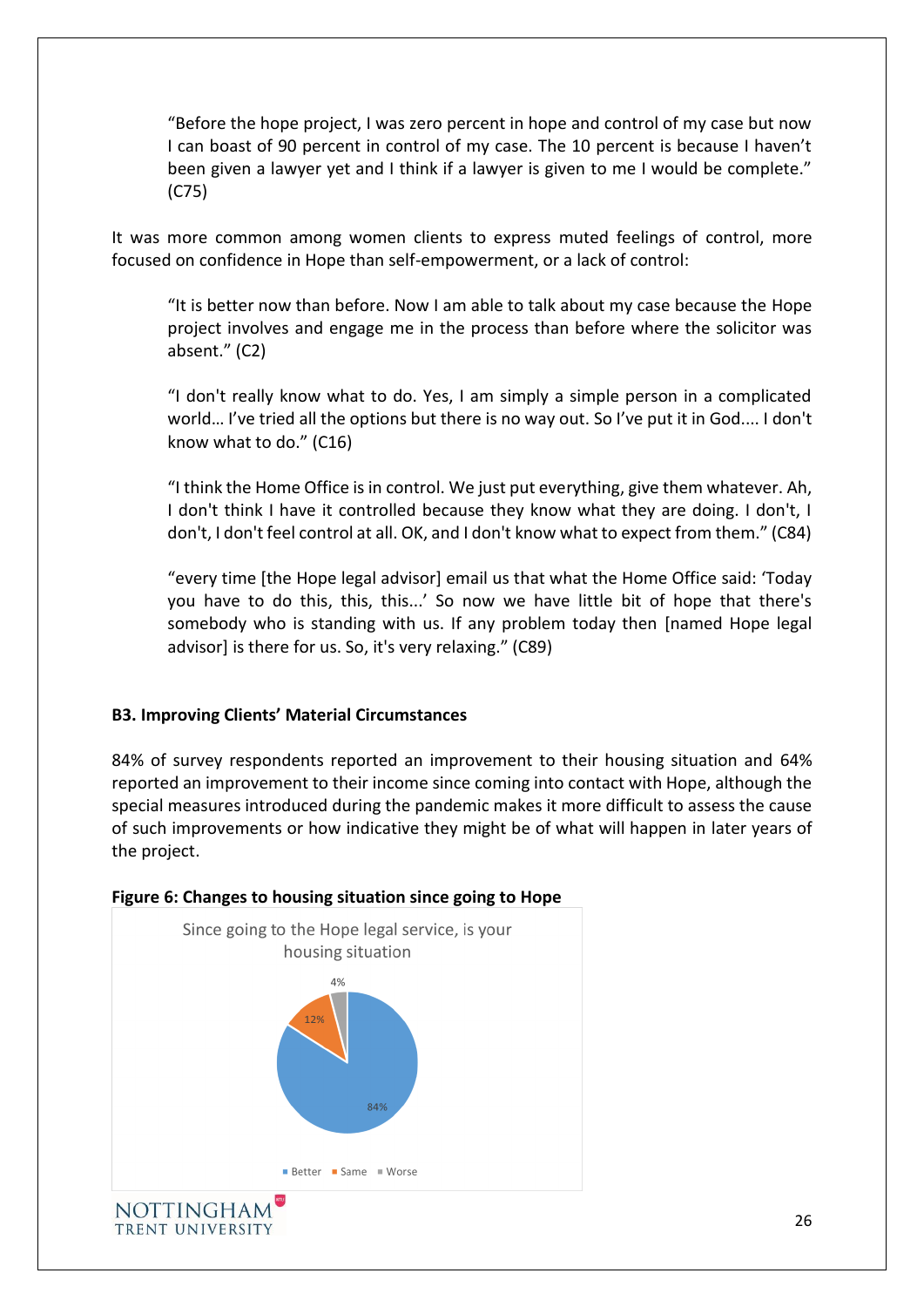> "Before the hope project, I was zero percent in hope and control of my case but now I can boast of 90 percent in control of my case. The 10 percent is because I haven't been given a lawyer yet and I think if a lawyer is given to me I would be complete." (C75)

It was more common among women clients to express muted feelings of control, more focused on confidence in Hope than self-empowerment, or a lack of control:

> "It is better now than before. Now I am able to talk about my case because the Hope project involves and engage me in the process than before where the solicitor was absent." (C2)

> "I don't really know what to do. Yes, I am simply a simple person in a complicated world… I've tried all the options but there is no way out. So I've put it in God.... I don't know what to do." (C16)

> "I think the Home Office is in control. We just put everything, give them whatever. Ah, I don't think I have it controlled because they know what they are doing. I don't, I don't, I don't feel control at all. OK, and I don't know what to expect from them." (C84)

> "every time [the Hope legal advisor] email us that what the Home Office said: 'Today you have to do this, this, this...' So now we have little bit of hope that there's somebody who is standing with us. If any problem today then [named Hope legal advisor] is there for us. So, it's very relaxing." (C89)

### B3. Improving Clients' Material Circumstances

84% of survey respondents reported an improvement to their housing situation and 64% reported an improvement to their income since coming into contact with Hope, although the special measures introduced during the pandemic makes it more difficult to assess the cause of such improvements or how indicative they might be of what will happen in later years of the project.

**Figure 6: Changes to housing situation since going to Hope**

Since going to the Hope legal service, is your housing situation

| Response | Percentage |
| --- | --- |
| Better | 84% |
| Same | 12% |
| Worse | 4% |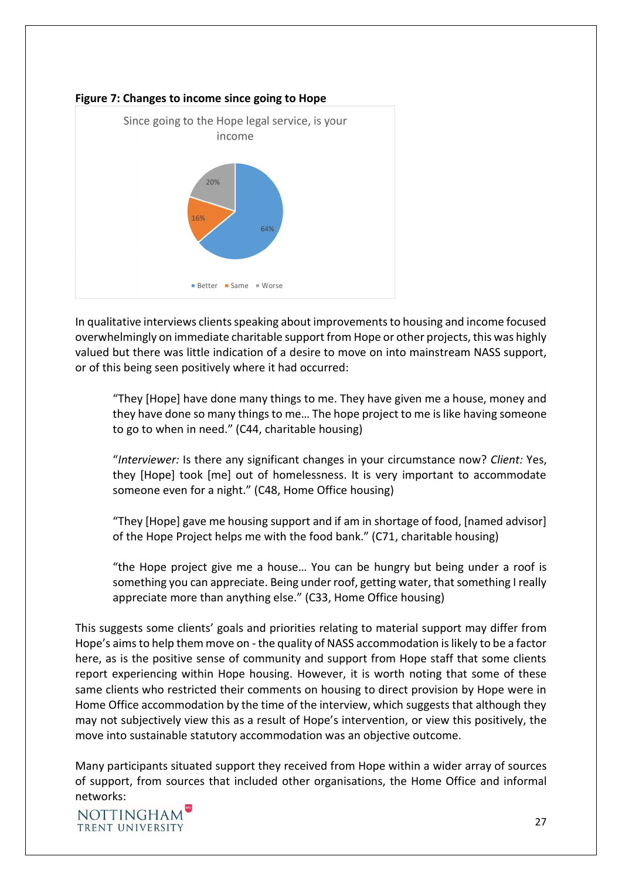**Figure 7: Changes to income since going to Hope**

Since going to the Hope legal service, is your income

| Response | Percentage |
|---|---|
| Better | 64% |
| Same | 16% |
| Worse | 20% |

In qualitative interviews clients speaking about improvements to housing and income focused overwhelmingly on immediate charitable support from Hope or other projects, this was highly valued but there was little indication of a desire to move on into mainstream NASS support, or of this being seen positively where it had occurred:

> "They [Hope] have done many things to me. They have given me a house, money and they have done so many things to me… The hope project to me is like having someone to go to when in need." (C44, charitable housing)

> "*Interviewer:* Is there any significant changes in your circumstance now? *Client:* Yes, they [Hope] took [me] out of homelessness. It is very important to accommodate someone even for a night." (C48, Home Office housing)

> "They [Hope] gave me housing support and if am in shortage of food, [named advisor] of the Hope Project helps me with the food bank." (C71, charitable housing)

> "the Hope project give me a house… You can be hungry but being under a roof is something you can appreciate. Being under roof, getting water, that something I really appreciate more than anything else." (C33, Home Office housing)

This suggests some clients' goals and priorities relating to material support may differ from Hope's aims to help them move on - the quality of NASS accommodation is likely to be a factor here, as is the positive sense of community and support from Hope staff that some clients report experiencing within Hope housing. However, it is worth noting that some of these same clients who restricted their comments on housing to direct provision by Hope were in Home Office accommodation by the time of the interview, which suggests that although they may not subjectively view this as a result of Hope's intervention, or view this positively, the move into sustainable statutory accommodation was an objective outcome.

Many participants situated support they received from Hope within a wider array of sources of support, from sources that included other organisations, the Home Office and informal networks: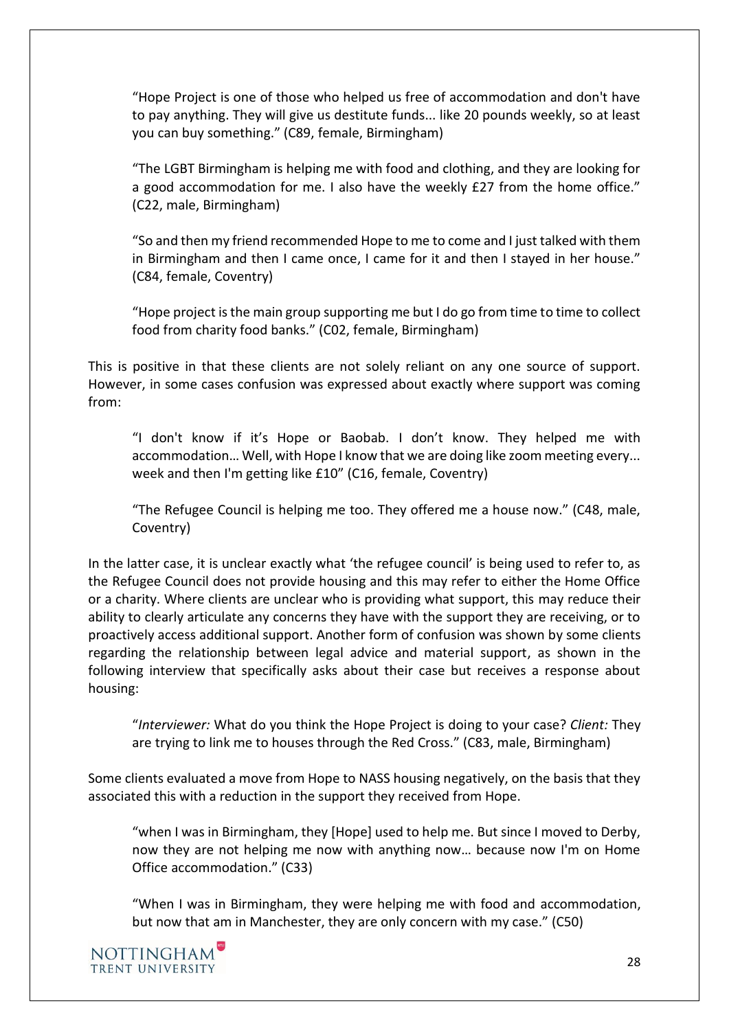> "Hope Project is one of those who helped us free of accommodation and don't have to pay anything. They will give us destitute funds... like 20 pounds weekly, so at least you can buy something." (C89, female, Birmingham)

> "The LGBT Birmingham is helping me with food and clothing, and they are looking for a good accommodation for me. I also have the weekly £27 from the home office." (C22, male, Birmingham)

> "So and then my friend recommended Hope to me to come and I just talked with them in Birmingham and then I came once, I came for it and then I stayed in her house." (C84, female, Coventry)

> "Hope project is the main group supporting me but I do go from time to time to collect food from charity food banks." (C02, female, Birmingham)

This is positive in that these clients are not solely reliant on any one source of support. However, in some cases confusion was expressed about exactly where support was coming from:

> "I don't know if it's Hope or Baobab. I don't know. They helped me with accommodation… Well, with Hope I know that we are doing like zoom meeting every... week and then I'm getting like £10" (C16, female, Coventry)

> "The Refugee Council is helping me too. They offered me a house now." (C48, male, Coventry)

In the latter case, it is unclear exactly what 'the refugee council' is being used to refer to, as the Refugee Council does not provide housing and this may refer to either the Home Office or a charity. Where clients are unclear who is providing what support, this may reduce their ability to clearly articulate any concerns they have with the support they are receiving, or to proactively access additional support. Another form of confusion was shown by some clients regarding the relationship between legal advice and material support, as shown in the following interview that specifically asks about their case but receives a response about housing:

> "*Interviewer:* What do you think the Hope Project is doing to your case? *Client:* They are trying to link me to houses through the Red Cross." (C83, male, Birmingham)

Some clients evaluated a move from Hope to NASS housing negatively, on the basis that they associated this with a reduction in the support they received from Hope.

> "when I was in Birmingham, they [Hope] used to help me. But since I moved to Derby, now they are not helping me now with anything now… because now I'm on Home Office accommodation." (C33)

> "When I was in Birmingham, they were helping me with food and accommodation, but now that am in Manchester, they are only concern with my case." (C50)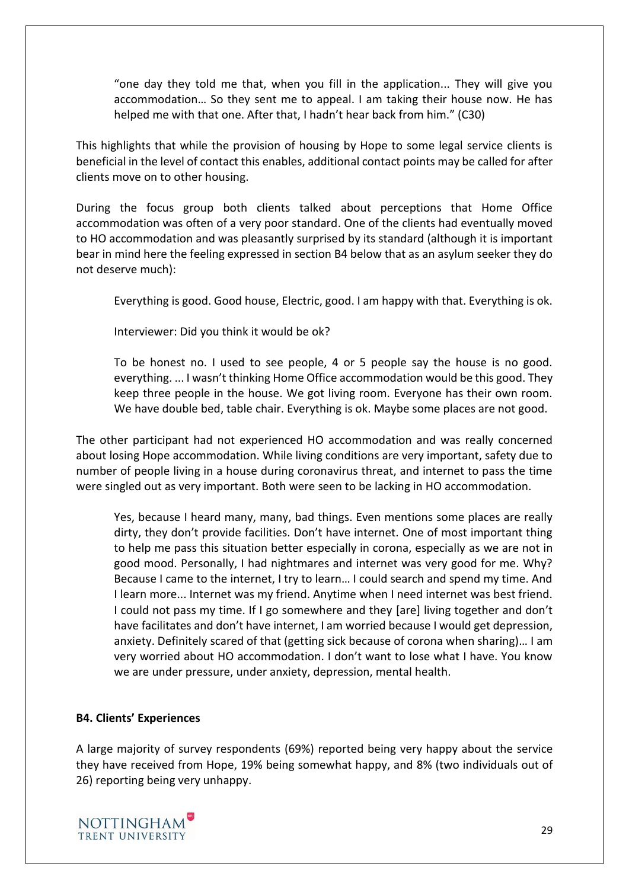> “one day they told me that, when you fill in the application... They will give you accommodation… So they sent me to appeal. I am taking their house now. He has helped me with that one. After that, I hadn’t hear back from him.” (C30)

This highlights that while the provision of housing by Hope to some legal service clients is beneficial in the level of contact this enables, additional contact points may be called for after clients move on to other housing.

During the focus group both clients talked about perceptions that Home Office accommodation was often of a very poor standard. One of the clients had eventually moved to HO accommodation and was pleasantly surprised by its standard (although it is important bear in mind here the feeling expressed in section B4 below that as an asylum seeker they do not deserve much):

> Everything is good. Good house, Electric, good. I am happy with that. Everything is ok.
>
> Interviewer: Did you think it would be ok?
>
> To be honest no. I used to see people, 4 or 5 people say the house is no good. everything. ... I wasn’t thinking Home Office accommodation would be this good. They keep three people in the house. We got living room. Everyone has their own room. We have double bed, table chair. Everything is ok. Maybe some places are not good.

The other participant had not experienced HO accommodation and was really concerned about losing Hope accommodation. While living conditions are very important, safety due to number of people living in a house during coronavirus threat, and internet to pass the time were singled out as very important. Both were seen to be lacking in HO accommodation.

> Yes, because I heard many, many, bad things. Even mentions some places are really dirty, they don’t provide facilities. Don’t have internet. One of most important thing to help me pass this situation better especially in corona, especially as we are not in good mood. Personally, I had nightmares and internet was very good for me. Why? Because I came to the internet, I try to learn… I could search and spend my time. And I learn more... Internet was my friend. Anytime when I need internet was best friend. I could not pass my time. If I go somewhere and they [are] living together and don’t have facilitates and don’t have internet, I am worried because I would get depression, anxiety. Definitely scared of that (getting sick because of corona when sharing)… I am very worried about HO accommodation. I don’t want to lose what I have. You know we are under pressure, under anxiety, depression, mental health.

**B4. Clients’ Experiences**

A large majority of survey respondents (69%) reported being very happy about the service they have received from Hope, 19% being somewhat happy, and 8% (two individuals out of 26) reporting being very unhappy.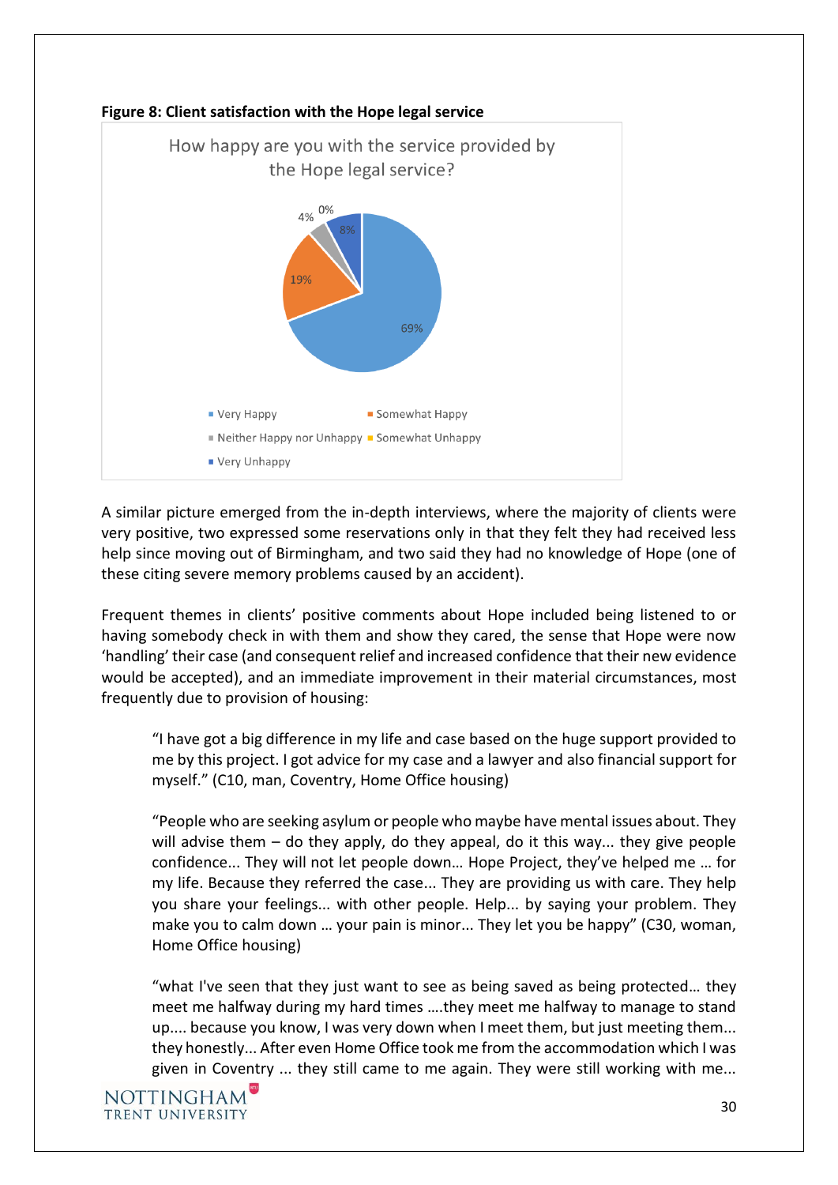**Figure 8: Client satisfaction with the Hope legal service**

How happy are you with the service provided by the Hope legal service?

| Response | Percentage |
|---|---|
| Very Happy | 69% |
| Somewhat Happy | 19% |
| Neither Happy nor Unhappy | 4% |
| Somewhat Unhappy | 0% |
| Very Unhappy | 8% |

A similar picture emerged from the in-depth interviews, where the majority of clients were very positive, two expressed some reservations only in that they felt they had received less help since moving out of Birmingham, and two said they had no knowledge of Hope (one of these citing severe memory problems caused by an accident).

Frequent themes in clients' positive comments about Hope included being listened to or having somebody check in with them and show they cared, the sense that Hope were now 'handling' their case (and consequent relief and increased confidence that their new evidence would be accepted), and an immediate improvement in their material circumstances, most frequently due to provision of housing:

> "I have got a big difference in my life and case based on the huge support provided to me by this project. I got advice for my case and a lawyer and also financial support for myself." (C10, man, Coventry, Home Office housing)

> "People who are seeking asylum or people who maybe have mental issues about. They will advise them – do they apply, do they appeal, do it this way... they give people confidence... They will not let people down… Hope Project, they've helped me … for my life. Because they referred the case... They are providing us with care. They help you share your feelings... with other people. Help... by saying your problem. They make you to calm down … your pain is minor... They let you be happy" (C30, woman, Home Office housing)

> "what I've seen that they just want to see as being saved as being protected… they meet me halfway during my hard times ….they meet me halfway to manage to stand up.... because you know, I was very down when I meet them, but just meeting them... they honestly... After even Home Office took me from the accommodation which I was given in Coventry ... they still came to me again. They were still working with me...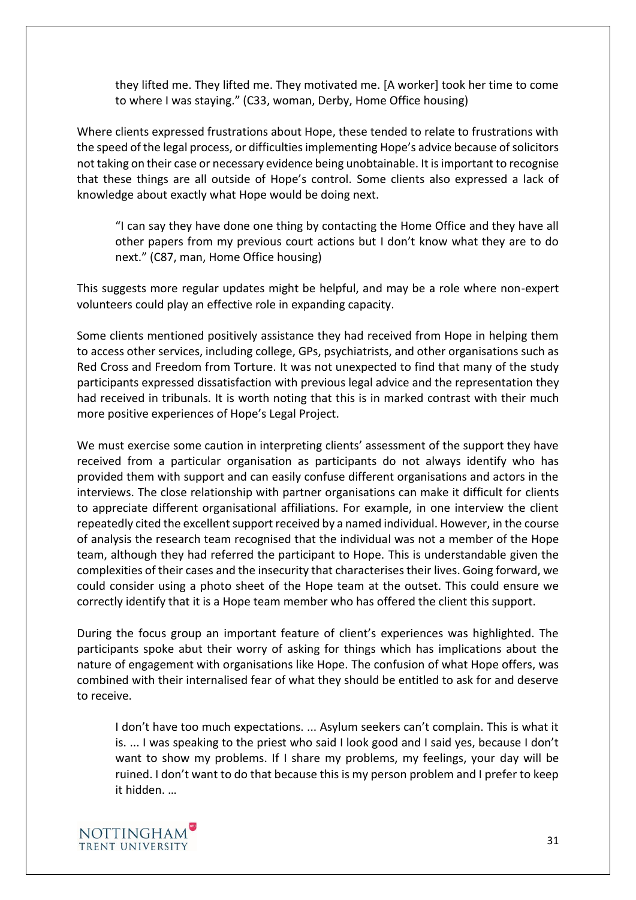> they lifted me. They lifted me. They motivated me. [A worker] took her time to come to where I was staying." (C33, woman, Derby, Home Office housing)

Where clients expressed frustrations about Hope, these tended to relate to frustrations with the speed of the legal process, or difficulties implementing Hope's advice because of solicitors not taking on their case or necessary evidence being unobtainable. It is important to recognise that these things are all outside of Hope's control. Some clients also expressed a lack of knowledge about exactly what Hope would be doing next.

> "I can say they have done one thing by contacting the Home Office and they have all other papers from my previous court actions but I don't know what they are to do next." (C87, man, Home Office housing)

This suggests more regular updates might be helpful, and may be a role where non-expert volunteers could play an effective role in expanding capacity.

Some clients mentioned positively assistance they had received from Hope in helping them to access other services, including college, GPs, psychiatrists, and other organisations such as Red Cross and Freedom from Torture. It was not unexpected to find that many of the study participants expressed dissatisfaction with previous legal advice and the representation they had received in tribunals. It is worth noting that this is in marked contrast with their much more positive experiences of Hope's Legal Project.

We must exercise some caution in interpreting clients' assessment of the support they have received from a particular organisation as participants do not always identify who has provided them with support and can easily confuse different organisations and actors in the interviews. The close relationship with partner organisations can make it difficult for clients to appreciate different organisational affiliations. For example, in one interview the client repeatedly cited the excellent support received by a named individual. However, in the course of analysis the research team recognised that the individual was not a member of the Hope team, although they had referred the participant to Hope. This is understandable given the complexities of their cases and the insecurity that characterises their lives. Going forward, we could consider using a photo sheet of the Hope team at the outset. This could ensure we correctly identify that it is a Hope team member who has offered the client this support.

During the focus group an important feature of client's experiences was highlighted. The participants spoke abut their worry of asking for things which has implications about the nature of engagement with organisations like Hope. The confusion of what Hope offers, was combined with their internalised fear of what they should be entitled to ask for and deserve to receive.

> I don't have too much expectations. ... Asylum seekers can't complain. This is what it is. ... I was speaking to the priest who said I look good and I said yes, because I don't want to show my problems. If I share my problems, my feelings, your day will be ruined. I don't want to do that because this is my person problem and I prefer to keep it hidden. …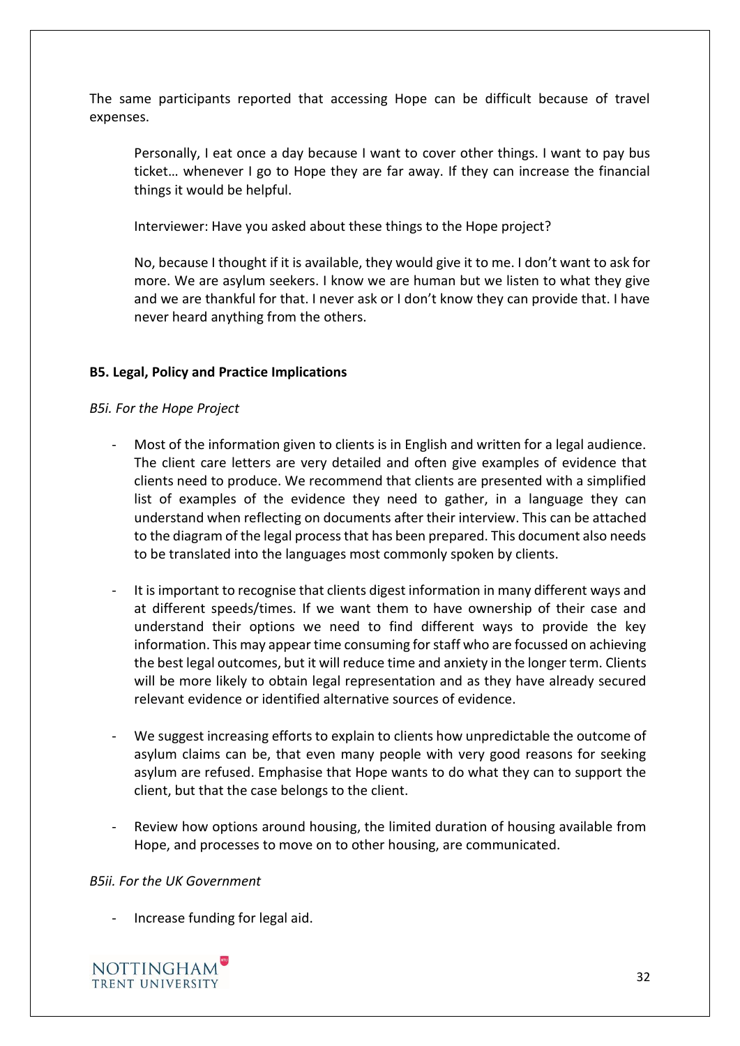The same participants reported that accessing Hope can be difficult because of travel expenses.

> Personally, I eat once a day because I want to cover other things. I want to pay bus ticket… whenever I go to Hope they are far away. If they can increase the financial things it would be helpful.
>
> Interviewer: Have you asked about these things to the Hope project?
>
> No, because I thought if it is available, they would give it to me. I don't want to ask for more. We are asylum seekers. I know we are human but we listen to what they give and we are thankful for that. I never ask or I don't know they can provide that. I have never heard anything from the others.

**B5. Legal, Policy and Practice Implications**

*B5i. For the Hope Project*

- Most of the information given to clients is in English and written for a legal audience. The client care letters are very detailed and often give examples of evidence that clients need to produce. We recommend that clients are presented with a simplified list of examples of the evidence they need to gather, in a language they can understand when reflecting on documents after their interview. This can be attached to the diagram of the legal process that has been prepared. This document also needs to be translated into the languages most commonly spoken by clients.

- It is important to recognise that clients digest information in many different ways and at different speeds/times. If we want them to have ownership of their case and understand their options we need to find different ways to provide the key information. This may appear time consuming for staff who are focussed on achieving the best legal outcomes, but it will reduce time and anxiety in the longer term. Clients will be more likely to obtain legal representation and as they have already secured relevant evidence or identified alternative sources of evidence.

- We suggest increasing efforts to explain to clients how unpredictable the outcome of asylum claims can be, that even many people with very good reasons for seeking asylum are refused. Emphasise that Hope wants to do what they can to support the client, but that the case belongs to the client.

- Review how options around housing, the limited duration of housing available from Hope, and processes to move on to other housing, are communicated.

*B5ii. For the UK Government*

- Increase funding for legal aid.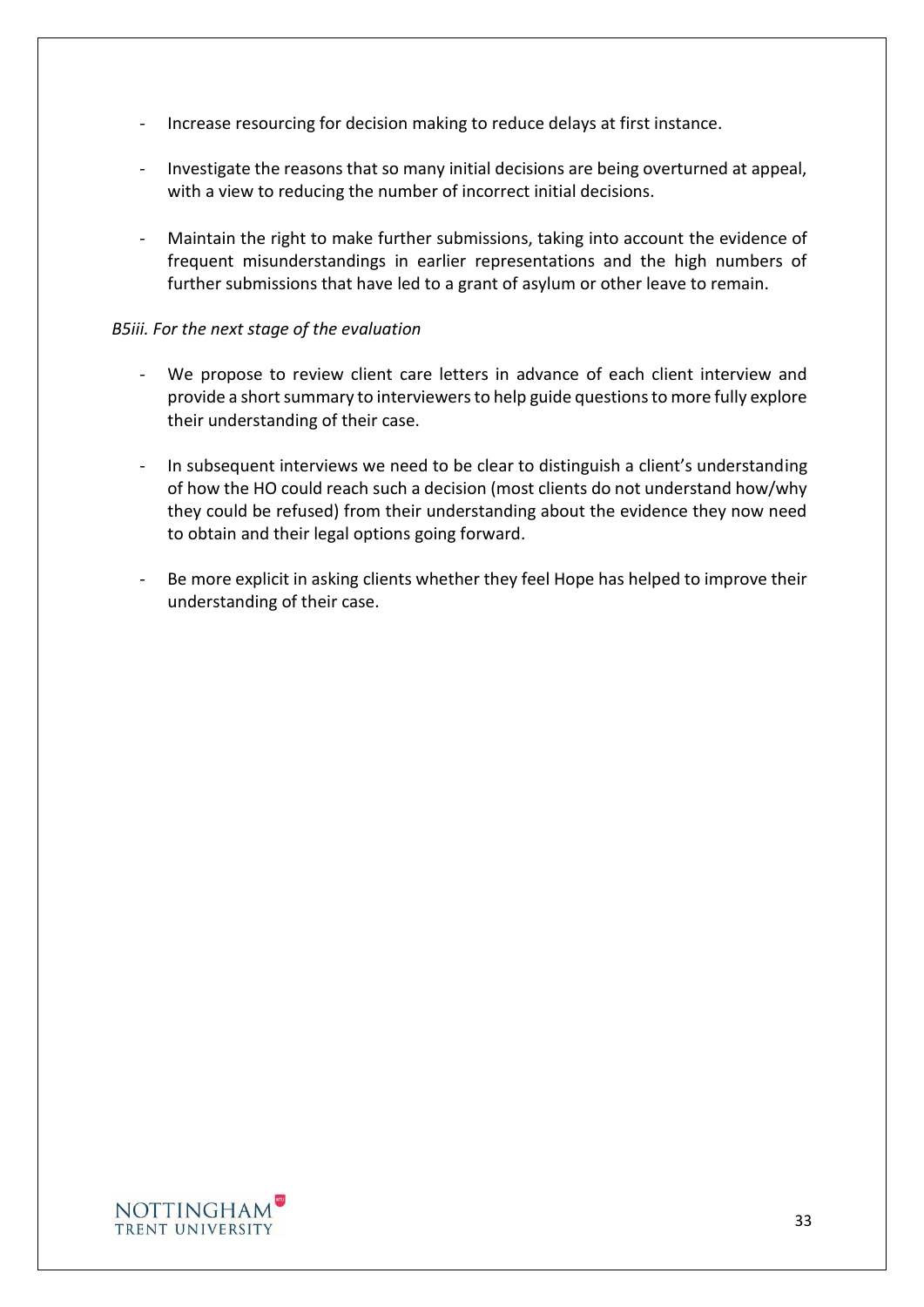- Increase resourcing for decision making to reduce delays at first instance.
- Investigate the reasons that so many initial decisions are being overturned at appeal, with a view to reducing the number of incorrect initial decisions.
- Maintain the right to make further submissions, taking into account the evidence of frequent misunderstandings in earlier representations and the high numbers of further submissions that have led to a grant of asylum or other leave to remain.

*B5iii. For the next stage of the evaluation*

- We propose to review client care letters in advance of each client interview and provide a short summary to interviewers to help guide questions to more fully explore their understanding of their case.
- In subsequent interviews we need to be clear to distinguish a client's understanding of how the HO could reach such a decision (most clients do not understand how/why they could be refused) from their understanding about the evidence they now need to obtain and their legal options going forward.
- Be more explicit in asking clients whether they feel Hope has helped to improve their understanding of their case.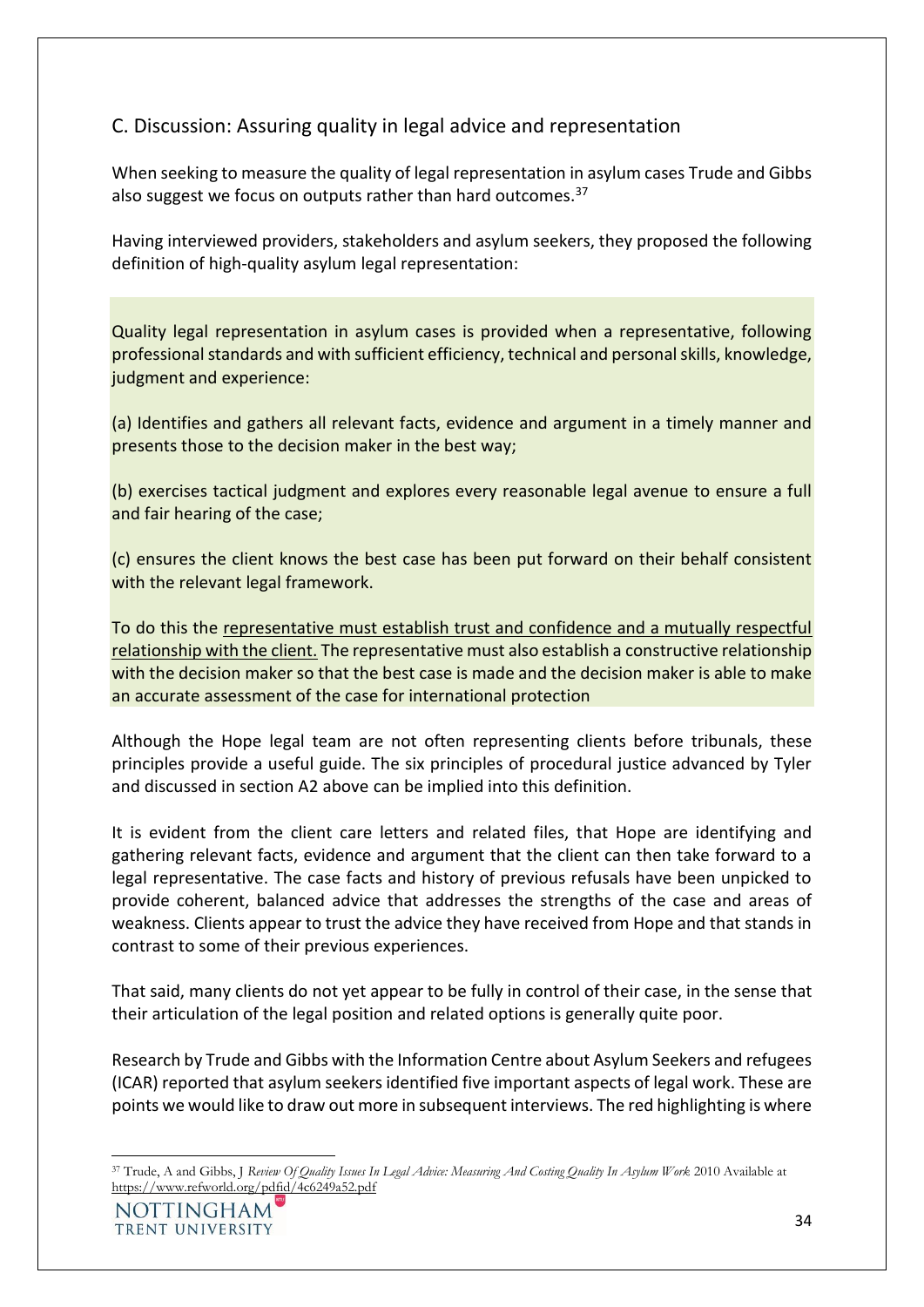## C. Discussion: Assuring quality in legal advice and representation

When seeking to measure the quality of legal representation in asylum cases Trude and Gibbs also suggest we focus on outputs rather than hard outcomes.[37]

Having interviewed providers, stakeholders and asylum seekers, they proposed the following definition of high-quality asylum legal representation:

> Quality legal representation in asylum cases is provided when a representative, following professional standards and with sufficient efficiency, technical and personal skills, knowledge, judgment and experience:
>
> (a) Identifies and gathers all relevant facts, evidence and argument in a timely manner and presents those to the decision maker in the best way;
>
> (b) exercises tactical judgment and explores every reasonable legal avenue to ensure a full and fair hearing of the case;
>
> (c) ensures the client knows the best case has been put forward on their behalf consistent with the relevant legal framework.
>
> To do this the <u>representative must establish trust and confidence and a mutually respectful relationship with the client.</u> The representative must also establish a constructive relationship with the decision maker so that the best case is made and the decision maker is able to make an accurate assessment of the case for international protection

Although the Hope legal team are not often representing clients before tribunals, these principles provide a useful guide. The six principles of procedural justice advanced by Tyler and discussed in section A2 above can be implied into this definition.

It is evident from the client care letters and related files, that Hope are identifying and gathering relevant facts, evidence and argument that the client can then take forward to a legal representative. The case facts and history of previous refusals have been unpicked to provide coherent, balanced advice that addresses the strengths of the case and areas of weakness. Clients appear to trust the advice they have received from Hope and that stands in contrast to some of their previous experiences.

That said, many clients do not yet appear to be fully in control of their case, in the sense that their articulation of the legal position and related options is generally quite poor.

Research by Trude and Gibbs with the Information Centre about Asylum Seekers and refugees (ICAR) reported that asylum seekers identified five important aspects of legal work. These are points we would like to draw out more in subsequent interviews. The red highlighting is where

---

[37] Trude, A and Gibbs, J *Review Of Quality Issues In Legal Advice: Measuring And Costing Quality In Asylum Work* 2010 Available at https://www.refworld.org/pdfid/4c6249a52.pdf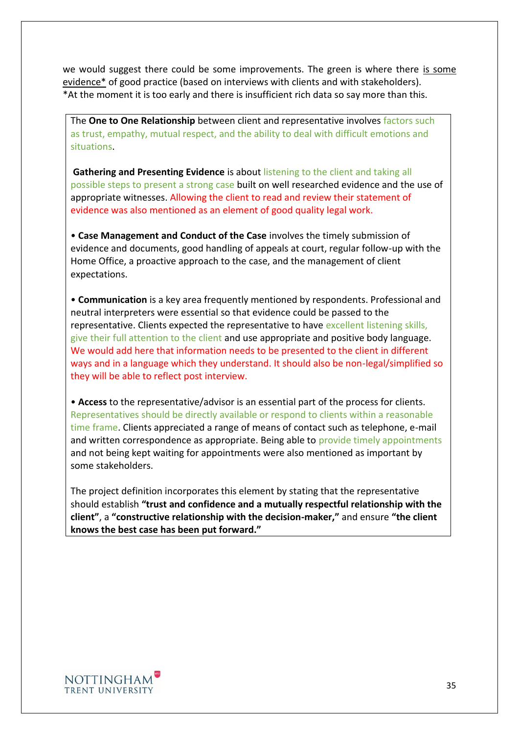we would suggest there could be some improvements. The green is where there is some evidence* of good practice (based on interviews with clients and with stakeholders).
*At the moment it is too early and there is insufficient rich data so say more than this.

The **One to One Relationship** between client and representative involves factors such as trust, empathy, mutual respect, and the ability to deal with difficult emotions and situations.

**Gathering and Presenting Evidence** is about listening to the client and taking all possible steps to present a strong case built on well researched evidence and the use of appropriate witnesses. Allowing the client to read and review their statement of evidence was also mentioned as an element of good quality legal work.

- **Case Management and Conduct of the Case** involves the timely submission of evidence and documents, good handling of appeals at court, regular follow-up with the Home Office, a proactive approach to the case, and the management of client expectations.

- **Communication** is a key area frequently mentioned by respondents. Professional and neutral interpreters were essential so that evidence could be passed to the representative. Clients expected the representative to have excellent listening skills, give their full attention to the client and use appropriate and positive body language. We would add here that information needs to be presented to the client in different ways and in a language which they understand. It should also be non-legal/simplified so they will be able to reflect post interview.

- **Access** to the representative/advisor is an essential part of the process for clients. Representatives should be directly available or respond to clients within a reasonable time frame. Clients appreciated a range of means of contact such as telephone, e-mail and written correspondence as appropriate. Being able to provide timely appointments and not being kept waiting for appointments were also mentioned as important by some stakeholders.

The project definition incorporates this element by stating that the representative should establish **"trust and confidence and a mutually respectful relationship with the client"**, a **"constructive relationship with the decision-maker,"** and ensure **"the client knows the best case has been put forward."**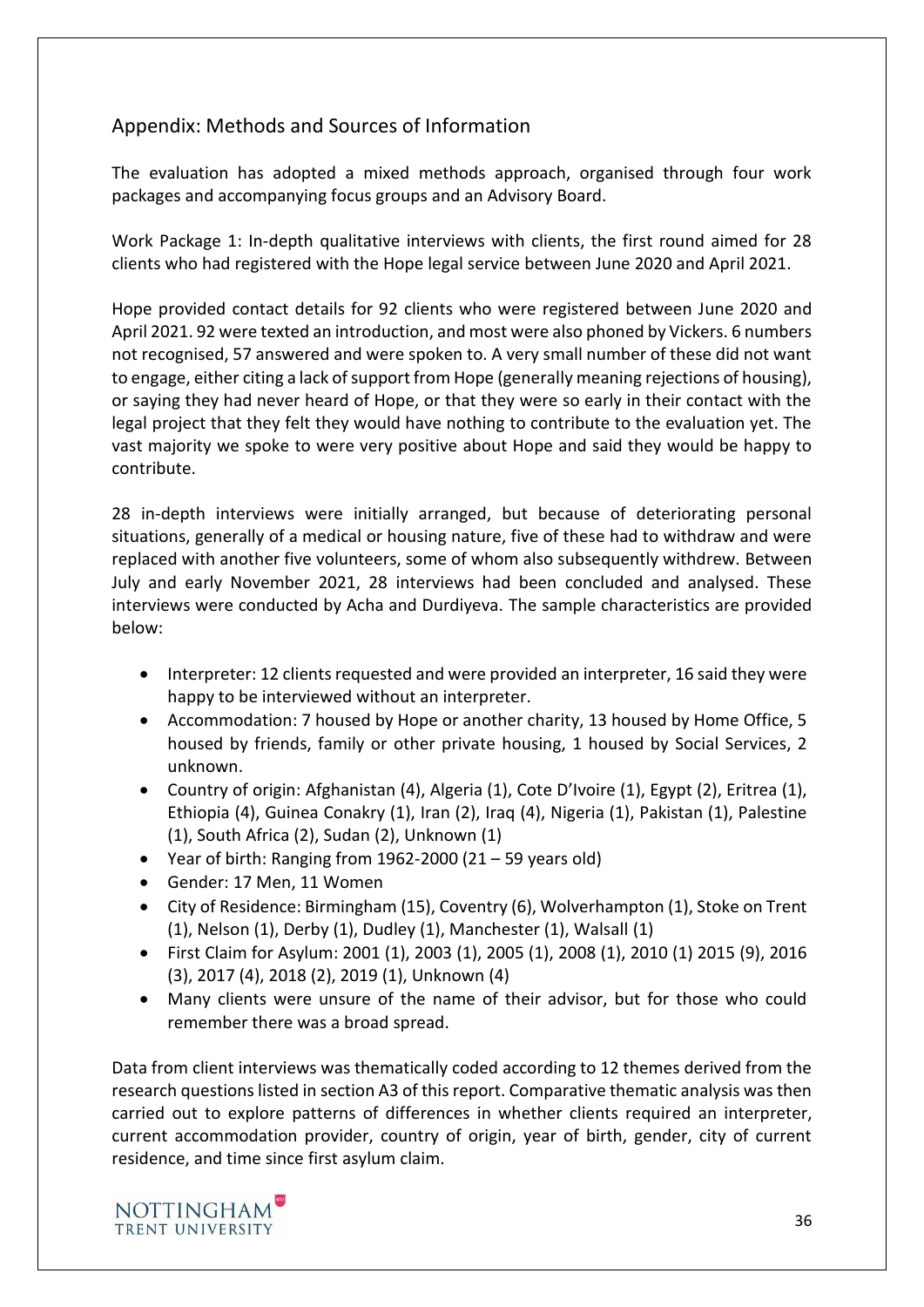## Appendix: Methods and Sources of Information

The evaluation has adopted a mixed methods approach, organised through four work packages and accompanying focus groups and an Advisory Board.

Work Package 1: In-depth qualitative interviews with clients, the first round aimed for 28 clients who had registered with the Hope legal service between June 2020 and April 2021.

Hope provided contact details for 92 clients who were registered between June 2020 and April 2021. 92 were texted an introduction, and most were also phoned by Vickers. 6 numbers not recognised, 57 answered and were spoken to. A very small number of these did not want to engage, either citing a lack of support from Hope (generally meaning rejections of housing), or saying they had never heard of Hope, or that they were so early in their contact with the legal project that they felt they would have nothing to contribute to the evaluation yet. The vast majority we spoke to were very positive about Hope and said they would be happy to contribute.

28 in-depth interviews were initially arranged, but because of deteriorating personal situations, generally of a medical or housing nature, five of these had to withdraw and were replaced with another five volunteers, some of whom also subsequently withdrew. Between July and early November 2021, 28 interviews had been concluded and analysed. These interviews were conducted by Acha and Durdiyeva. The sample characteristics are provided below:

- Interpreter: 12 clients requested and were provided an interpreter, 16 said they were happy to be interviewed without an interpreter.
- Accommodation: 7 housed by Hope or another charity, 13 housed by Home Office, 5 housed by friends, family or other private housing, 1 housed by Social Services, 2 unknown.
- Country of origin: Afghanistan (4), Algeria (1), Cote D'Ivoire (1), Egypt (2), Eritrea (1), Ethiopia (4), Guinea Conakry (1), Iran (2), Iraq (4), Nigeria (1), Pakistan (1), Palestine (1), South Africa (2), Sudan (2), Unknown (1)
- Year of birth: Ranging from 1962-2000 (21 – 59 years old)
- Gender: 17 Men, 11 Women
- City of Residence: Birmingham (15), Coventry (6), Wolverhampton (1), Stoke on Trent (1), Nelson (1), Derby (1), Dudley (1), Manchester (1), Walsall (1)
- First Claim for Asylum: 2001 (1), 2003 (1), 2005 (1), 2008 (1), 2010 (1) 2015 (9), 2016 (3), 2017 (4), 2018 (2), 2019 (1), Unknown (4)
- Many clients were unsure of the name of their advisor, but for those who could remember there was a broad spread.

Data from client interviews was thematically coded according to 12 themes derived from the research questions listed in section A3 of this report. Comparative thematic analysis was then carried out to explore patterns of differences in whether clients required an interpreter, current accommodation provider, country of origin, year of birth, gender, city of current residence, and time since first asylum claim.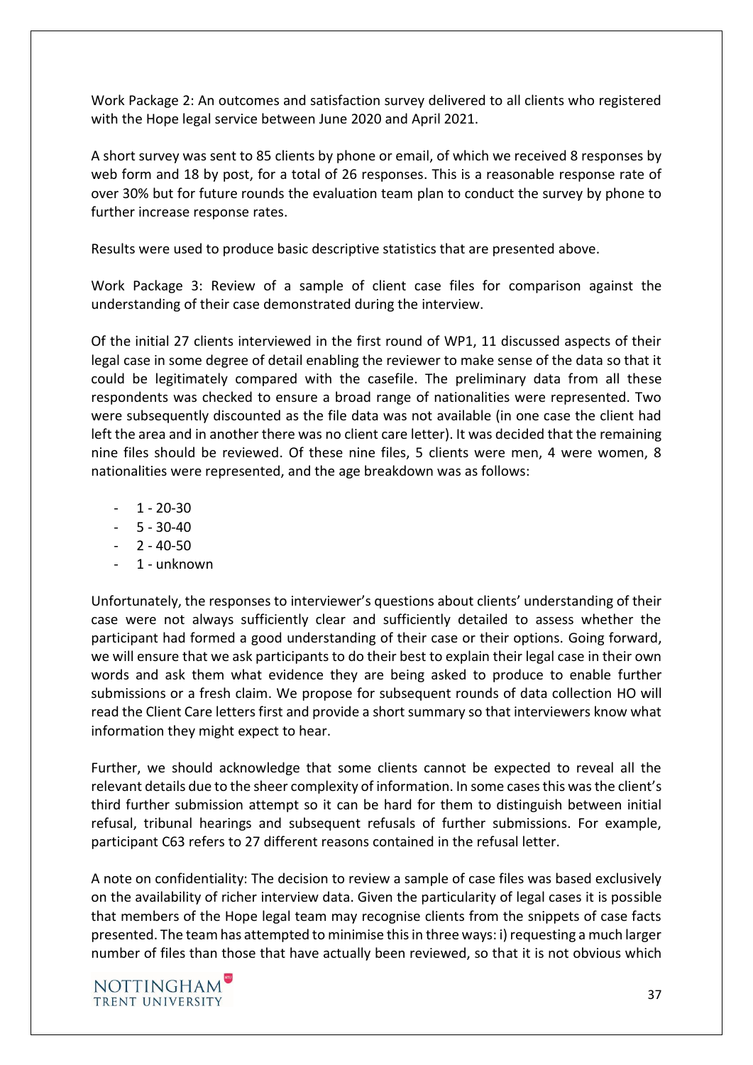Work Package 2: An outcomes and satisfaction survey delivered to all clients who registered with the Hope legal service between June 2020 and April 2021.

A short survey was sent to 85 clients by phone or email, of which we received 8 responses by web form and 18 by post, for a total of 26 responses. This is a reasonable response rate of over 30% but for future rounds the evaluation team plan to conduct the survey by phone to further increase response rates.

Results were used to produce basic descriptive statistics that are presented above.

Work Package 3: Review of a sample of client case files for comparison against the understanding of their case demonstrated during the interview.

Of the initial 27 clients interviewed in the first round of WP1, 11 discussed aspects of their legal case in some degree of detail enabling the reviewer to make sense of the data so that it could be legitimately compared with the casefile. The preliminary data from all these respondents was checked to ensure a broad range of nationalities were represented. Two were subsequently discounted as the file data was not available (in one case the client had left the area and in another there was no client care letter). It was decided that the remaining nine files should be reviewed. Of these nine files, 5 clients were men, 4 were women, 8 nationalities were represented, and the age breakdown was as follows:

- 1 - 20-30
- 5 - 30-40
- 2 - 40-50
- 1 - unknown

Unfortunately, the responses to interviewer's questions about clients' understanding of their case were not always sufficiently clear and sufficiently detailed to assess whether the participant had formed a good understanding of their case or their options. Going forward, we will ensure that we ask participants to do their best to explain their legal case in their own words and ask them what evidence they are being asked to produce to enable further submissions or a fresh claim. We propose for subsequent rounds of data collection HO will read the Client Care letters first and provide a short summary so that interviewers know what information they might expect to hear.

Further, we should acknowledge that some clients cannot be expected to reveal all the relevant details due to the sheer complexity of information. In some cases this was the client's third further submission attempt so it can be hard for them to distinguish between initial refusal, tribunal hearings and subsequent refusals of further submissions. For example, participant C63 refers to 27 different reasons contained in the refusal letter.

A note on confidentiality: The decision to review a sample of case files was based exclusively on the availability of richer interview data. Given the particularity of legal cases it is possible that members of the Hope legal team may recognise clients from the snippets of case facts presented. The team has attempted to minimise this in three ways: i) requesting a much larger number of files than those that have actually been reviewed, so that it is not obvious which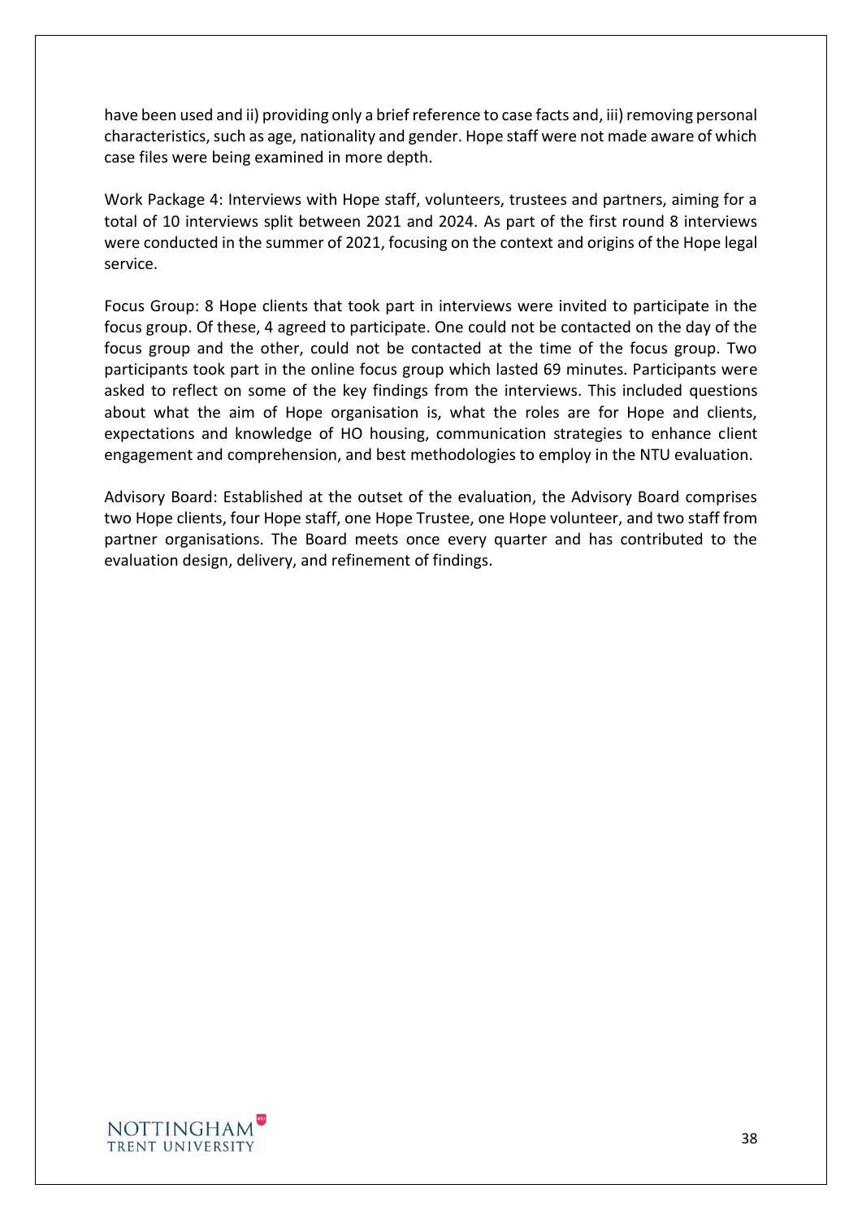have been used and ii) providing only a brief reference to case facts and, iii) removing personal characteristics, such as age, nationality and gender. Hope staff were not made aware of which case files were being examined in more depth.

Work Package 4: Interviews with Hope staff, volunteers, trustees and partners, aiming for a total of 10 interviews split between 2021 and 2024. As part of the first round 8 interviews were conducted in the summer of 2021, focusing on the context and origins of the Hope legal service.

Focus Group: 8 Hope clients that took part in interviews were invited to participate in the focus group. Of these, 4 agreed to participate. One could not be contacted on the day of the focus group and the other, could not be contacted at the time of the focus group. Two participants took part in the online focus group which lasted 69 minutes. Participants were asked to reflect on some of the key findings from the interviews. This included questions about what the aim of Hope organisation is, what the roles are for Hope and clients, expectations and knowledge of HO housing, communication strategies to enhance client engagement and comprehension, and best methodologies to employ in the NTU evaluation.

Advisory Board: Established at the outset of the evaluation, the Advisory Board comprises two Hope clients, four Hope staff, one Hope Trustee, one Hope volunteer, and two staff from partner organisations. The Board meets once every quarter and has contributed to the evaluation design, delivery, and refinement of findings.